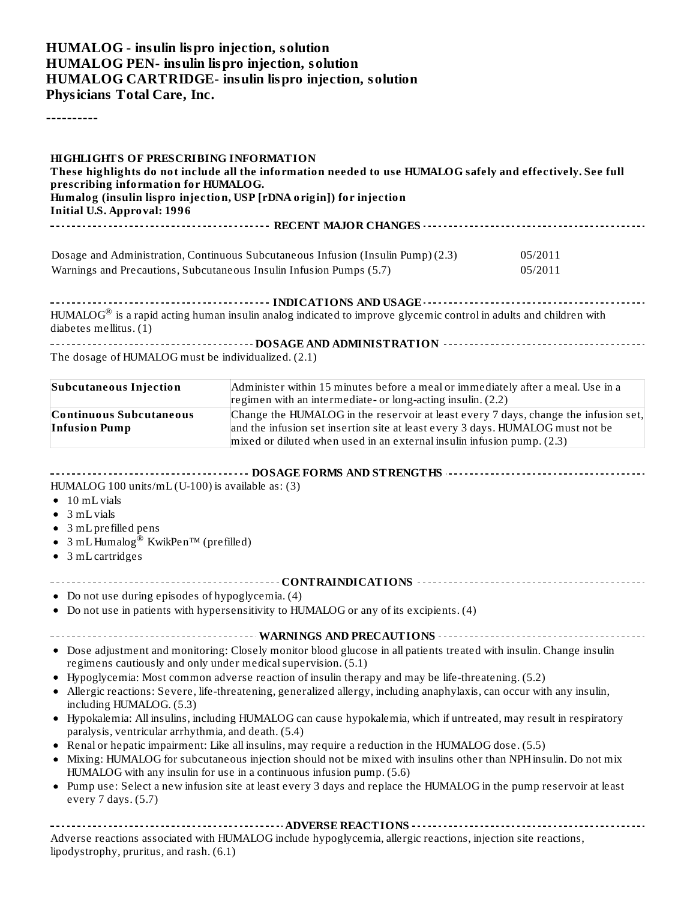# HUMALOG - insulin lispro injection, solution
# HUMALOG PEN- insulin lispro injection, solution
# HUMALOG CARTRIDGE- insulin lispro injection, solution
**Physicians Total Care, Inc.**

----------

## HIGHLIGHTS OF PRESCRIBING INFORMATION

**These highlights do not include all the information needed to use HUMALOG safely and effectively. See full prescribing information for HUMALOG.**

**Humalog (insulin lispro injection, USP [rDNA origin]) for injection**

**Initial U.S. Approval: 1996**

### RECENT MAJOR CHANGES

| | |
|---|---|
| Dosage and Administration, Continuous Subcutaneous Infusion (Insulin Pump) (2.3) | 05/2011 |
| Warnings and Precautions, Subcutaneous Insulin Infusion Pumps (5.7) | 05/2011 |

### INDICATIONS AND USAGE

HUMALOG® is a rapid acting human insulin analog indicated to improve glycemic control in adults and children with diabetes mellitus. (1)

### DOSAGE AND ADMINISTRATION

The dosage of HUMALOG must be individualized. (2.1)

| | |
|---|---|
| **Subcutaneous Injection** | Administer within 15 minutes before a meal or immediately after a meal. Use in a regimen with an intermediate- or long-acting insulin. (2.2) |
| **Continuous Subcutaneous Infusion Pump** | Change the HUMALOG in the reservoir at least every 7 days, change the infusion set, and the infusion set insertion site at least every 3 days. HUMALOG must not be mixed or diluted when used in an external insulin infusion pump. (2.3) |

### DOSAGE FORMS AND STRENGTHS

HUMALOG 100 units/mL (U-100) is available as: (3)

- 10 mL vials
- 3 mL vials
- 3 mL prefilled pens
- 3 mL Humalog® KwikPen™ (prefilled)
- 3 mL cartridges

### CONTRAINDICATIONS

- Do not use during episodes of hypoglycemia. (4)
- Do not use in patients with hypersensitivity to HUMALOG or any of its excipients. (4)

### WARNINGS AND PRECAUTIONS

- Dose adjustment and monitoring: Closely monitor blood glucose in all patients treated with insulin. Change insulin regimens cautiously and only under medical supervision. (5.1)
- Hypoglycemia: Most common adverse reaction of insulin therapy and may be life-threatening. (5.2)
- Allergic reactions: Severe, life-threatening, generalized allergy, including anaphylaxis, can occur with any insulin, including HUMALOG. (5.3)
- Hypokalemia: All insulins, including HUMALOG can cause hypokalemia, which if untreated, may result in respiratory paralysis, ventricular arrhythmia, and death. (5.4)
- Renal or hepatic impairment: Like all insulins, may require a reduction in the HUMALOG dose. (5.5)
- Mixing: HUMALOG for subcutaneous injection should not be mixed with insulins other than NPH insulin. Do not mix HUMALOG with any insulin for use in a continuous infusion pump. (5.6)
- Pump use: Select a new infusion site at least every 3 days and replace the HUMALOG in the pump reservoir at least every 7 days. (5.7)

### ADVERSE REACTIONS

Adverse reactions associated with HUMALOG include hypoglycemia, allergic reactions, injection site reactions, lipodystrophy, pruritus, and rash. (6.1)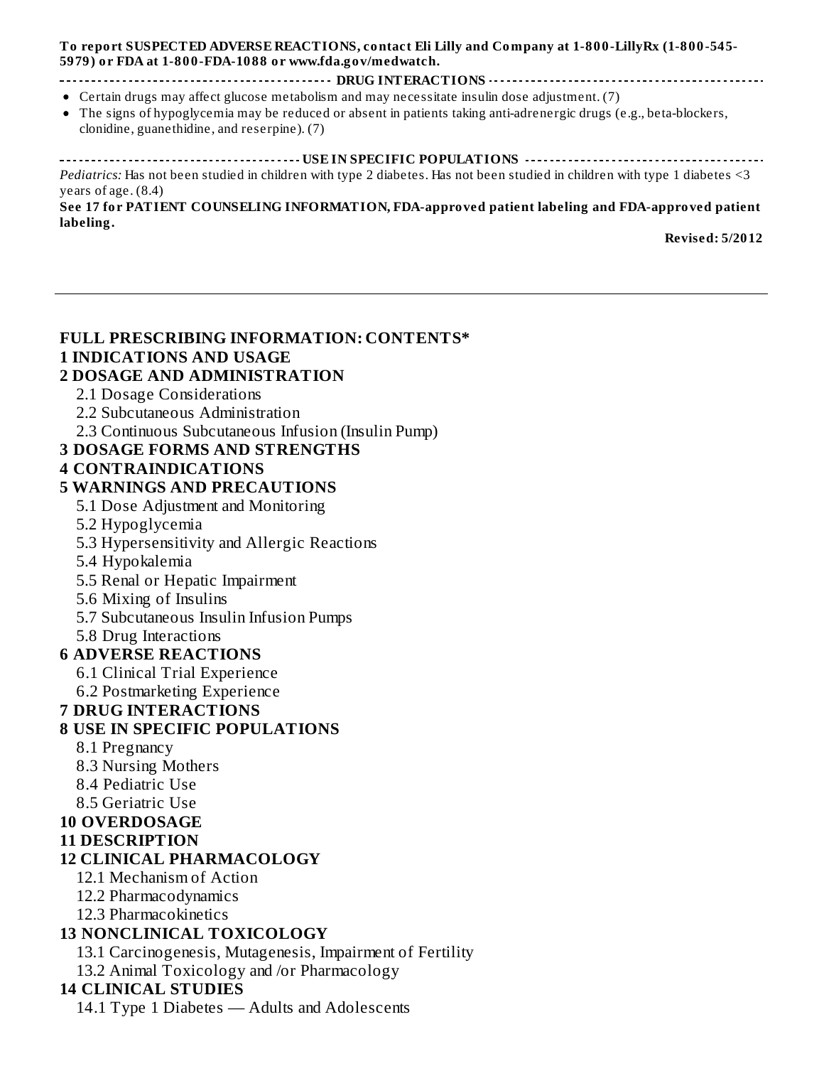**To report SUSPECTED ADVERSE REACTIONS, contact Eli Lilly and Company at 1-800-LillyRx (1-800-545-5979) or FDA at 1-800-FDA-1088 or www.fda.gov/medwatch.**

**DRUG INTERACTIONS**

- Certain drugs may affect glucose metabolism and may necessitate insulin dose adjustment. (7)
- The signs of hypoglycemia may be reduced or absent in patients taking anti-adrenergic drugs (e.g., beta-blockers, clonidine, guanethidine, and reserpine). (7)

**USE IN SPECIFIC POPULATIONS**

*Pediatrics:* Has not been studied in children with type 2 diabetes. Has not been studied in children with type 1 diabetes <3 years of age. (8.4)

**See 17 for PATIENT COUNSELING INFORMATION, FDA-approved patient labeling and FDA-approved patient labeling.**

**Revised: 5/2012**

---

## FULL PRESCRIBING INFORMATION: CONTENTS*

**1 INDICATIONS AND USAGE**

**2 DOSAGE AND ADMINISTRATION**

- 2.1 Dosage Considerations
- 2.2 Subcutaneous Administration
- 2.3 Continuous Subcutaneous Infusion (Insulin Pump)

**3 DOSAGE FORMS AND STRENGTHS**

**4 CONTRAINDICATIONS**

**5 WARNINGS AND PRECAUTIONS**

- 5.1 Dose Adjustment and Monitoring
- 5.2 Hypoglycemia
- 5.3 Hypersensitivity and Allergic Reactions
- 5.4 Hypokalemia
- 5.5 Renal or Hepatic Impairment
- 5.6 Mixing of Insulins
- 5.7 Subcutaneous Insulin Infusion Pumps
- 5.8 Drug Interactions

**6 ADVERSE REACTIONS**

- 6.1 Clinical Trial Experience
- 6.2 Postmarketing Experience

**7 DRUG INTERACTIONS**

**8 USE IN SPECIFIC POPULATIONS**

- 8.1 Pregnancy
- 8.3 Nursing Mothers
- 8.4 Pediatric Use
- 8.5 Geriatric Use

**10 OVERDOSAGE**

**11 DESCRIPTION**

**12 CLINICAL PHARMACOLOGY**

- 12.1 Mechanism of Action
- 12.2 Pharmacodynamics
- 12.3 Pharmacokinetics

**13 NONCLINICAL TOXICOLOGY**

- 13.1 Carcinogenesis, Mutagenesis, Impairment of Fertility
- 13.2 Animal Toxicology and /or Pharmacology

**14 CLINICAL STUDIES**

- 14.1 Type 1 Diabetes — Adults and Adolescents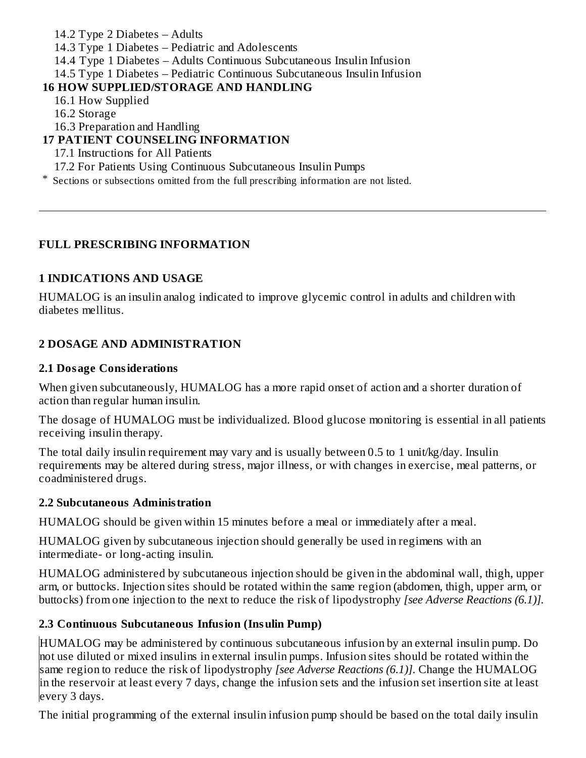14.2 Type 2 Diabetes – Adults

14.3 Type 1 Diabetes – Pediatric and Adolescents

14.4 Type 1 Diabetes – Adults Continuous Subcutaneous Insulin Infusion

14.5 Type 1 Diabetes – Pediatric Continuous Subcutaneous Insulin Infusion

**16 HOW SUPPLIED/STORAGE AND HANDLING**

16.1 How Supplied

16.2 Storage

16.3 Preparation and Handling

**17 PATIENT COUNSELING INFORMATION**

17.1 Instructions for All Patients

17.2 For Patients Using Continuous Subcutaneous Insulin Pumps

* Sections or subsections omitted from the full prescribing information are not listed.

---

## FULL PRESCRIBING INFORMATION

## 1 INDICATIONS AND USAGE

HUMALOG is an insulin analog indicated to improve glycemic control in adults and children with diabetes mellitus.

## 2 DOSAGE AND ADMINISTRATION

### 2.1 Dosage Considerations

When given subcutaneously, HUMALOG has a more rapid onset of action and a shorter duration of action than regular human insulin.

The dosage of HUMALOG must be individualized. Blood glucose monitoring is essential in all patients receiving insulin therapy.

The total daily insulin requirement may vary and is usually between 0.5 to 1 unit/kg/day. Insulin requirements may be altered during stress, major illness, or with changes in exercise, meal patterns, or coadministered drugs.

### 2.2 Subcutaneous Administration

HUMALOG should be given within 15 minutes before a meal or immediately after a meal.

HUMALOG given by subcutaneous injection should generally be used in regimens with an intermediate- or long-acting insulin.

HUMALOG administered by subcutaneous injection should be given in the abdominal wall, thigh, upper arm, or buttocks. Injection sites should be rotated within the same region (abdomen, thigh, upper arm, or buttocks) from one injection to the next to reduce the risk of lipodystrophy *[see Adverse Reactions (6.1)]*.

### 2.3 Continuous Subcutaneous Infusion (Insulin Pump)

HUMALOG may be administered by continuous subcutaneous infusion by an external insulin pump. Do not use diluted or mixed insulins in external insulin pumps. Infusion sites should be rotated within the same region to reduce the risk of lipodystrophy *[see Adverse Reactions (6.1)]*. Change the HUMALOG in the reservoir at least every 7 days, change the infusion sets and the infusion set insertion site at least every 3 days.

The initial programming of the external insulin infusion pump should be based on the total daily insulin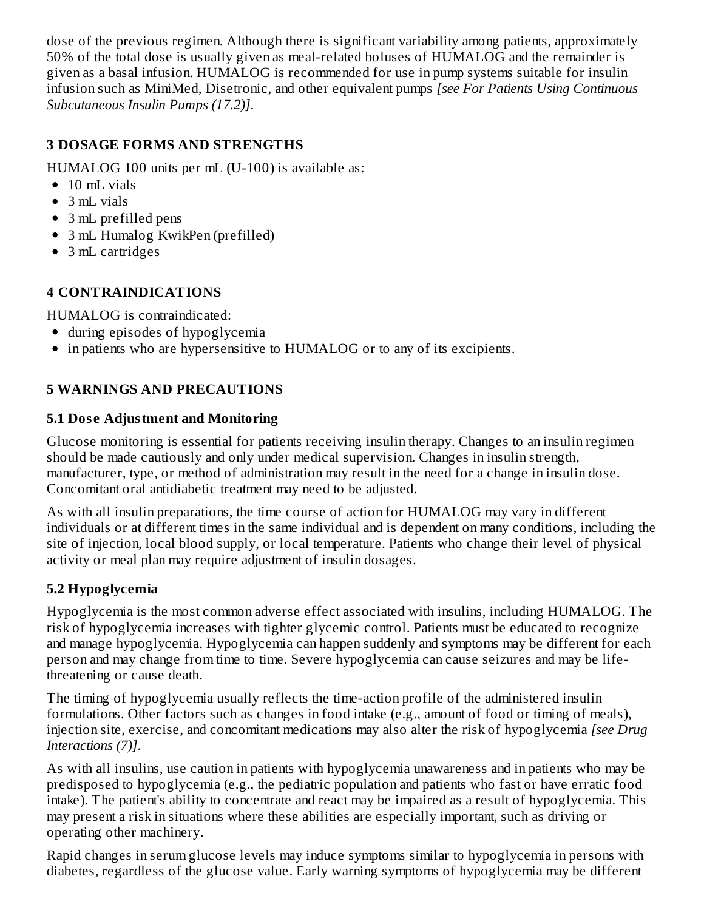dose of the previous regimen. Although there is significant variability among patients, approximately 50% of the total dose is usually given as meal-related boluses of HUMALOG and the remainder is given as a basal infusion. HUMALOG is recommended for use in pump systems suitable for insulin infusion such as MiniMed, Disetronic, and other equivalent pumps *[see For Patients Using Continuous Subcutaneous Insulin Pumps (17.2)]*.

## 3 DOSAGE FORMS AND STRENGTHS

HUMALOG 100 units per mL (U-100) is available as:

- 10 mL vials
- 3 mL vials
- 3 mL prefilled pens
- 3 mL Humalog KwikPen (prefilled)
- 3 mL cartridges

## 4 CONTRAINDICATIONS

HUMALOG is contraindicated:

- during episodes of hypoglycemia
- in patients who are hypersensitive to HUMALOG or to any of its excipients.

## 5 WARNINGS AND PRECAUTIONS

### 5.1 Dose Adjustment and Monitoring

Glucose monitoring is essential for patients receiving insulin therapy. Changes to an insulin regimen should be made cautiously and only under medical supervision. Changes in insulin strength, manufacturer, type, or method of administration may result in the need for a change in insulin dose. Concomitant oral antidiabetic treatment may need to be adjusted.

As with all insulin preparations, the time course of action for HUMALOG may vary in different individuals or at different times in the same individual and is dependent on many conditions, including the site of injection, local blood supply, or local temperature. Patients who change their level of physical activity or meal plan may require adjustment of insulin dosages.

### 5.2 Hypoglycemia

Hypoglycemia is the most common adverse effect associated with insulins, including HUMALOG. The risk of hypoglycemia increases with tighter glycemic control. Patients must be educated to recognize and manage hypoglycemia. Hypoglycemia can happen suddenly and symptoms may be different for each person and may change from time to time. Severe hypoglycemia can cause seizures and may be life-threatening or cause death.

The timing of hypoglycemia usually reflects the time-action profile of the administered insulin formulations. Other factors such as changes in food intake (e.g., amount of food or timing of meals), injection site, exercise, and concomitant medications may also alter the risk of hypoglycemia *[see Drug Interactions (7)]*.

As with all insulins, use caution in patients with hypoglycemia unawareness and in patients who may be predisposed to hypoglycemia (e.g., the pediatric population and patients who fast or have erratic food intake). The patient's ability to concentrate and react may be impaired as a result of hypoglycemia. This may present a risk in situations where these abilities are especially important, such as driving or operating other machinery.

Rapid changes in serum glucose levels may induce symptoms similar to hypoglycemia in persons with diabetes, regardless of the glucose value. Early warning symptoms of hypoglycemia may be different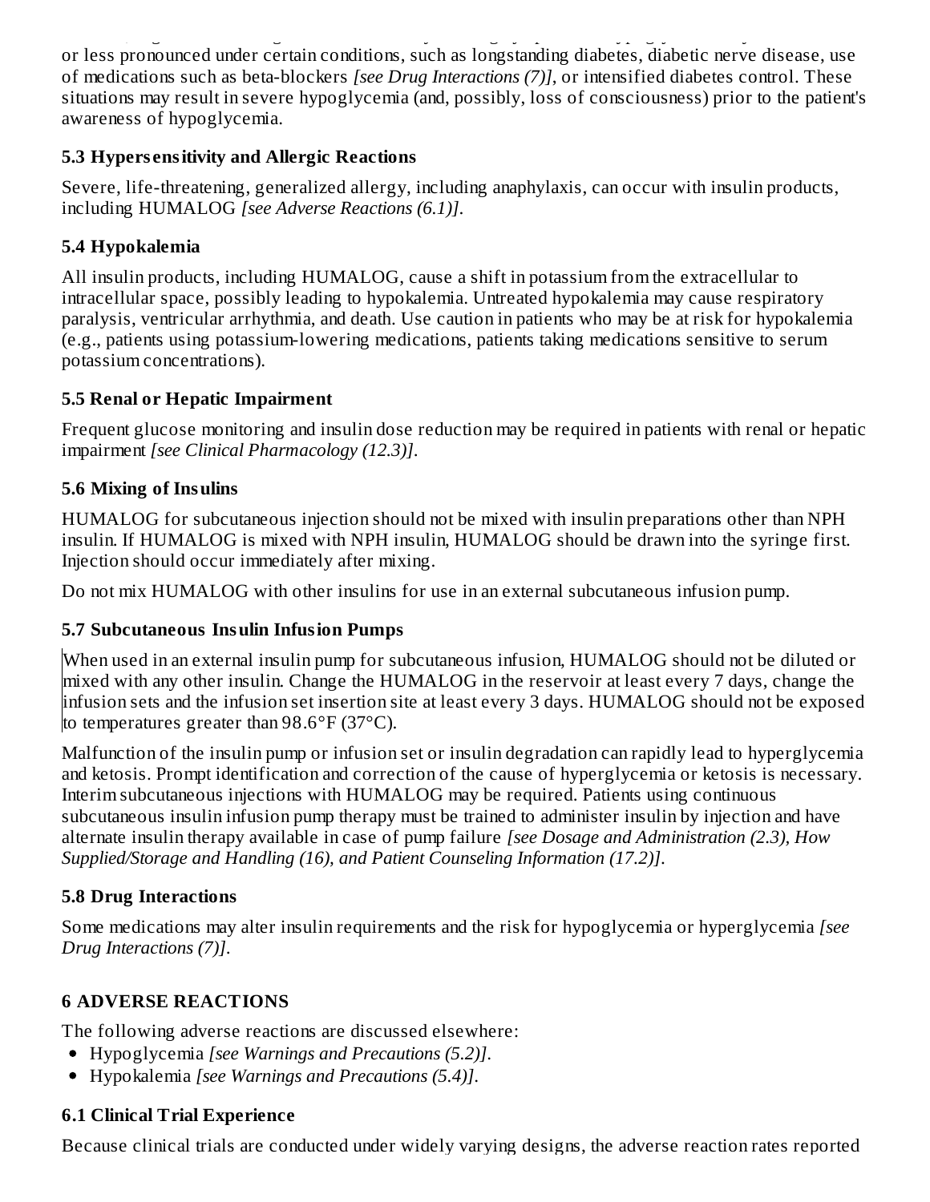or less pronounced under certain conditions, such as longstanding diabetes, diabetic nerve disease, use of medications such as beta-blockers *[see Drug Interactions (7)]*, or intensified diabetes control. These situations may result in severe hypoglycemia (and, possibly, loss of consciousness) prior to the patient's awareness of hypoglycemia.

### 5.3 Hypersensitivity and Allergic Reactions

Severe, life-threatening, generalized allergy, including anaphylaxis, can occur with insulin products, including HUMALOG *[see Adverse Reactions (6.1)]*.

### 5.4 Hypokalemia

All insulin products, including HUMALOG, cause a shift in potassium from the extracellular to intracellular space, possibly leading to hypokalemia. Untreated hypokalemia may cause respiratory paralysis, ventricular arrhythmia, and death. Use caution in patients who may be at risk for hypokalemia (e.g., patients using potassium-lowering medications, patients taking medications sensitive to serum potassium concentrations).

### 5.5 Renal or Hepatic Impairment

Frequent glucose monitoring and insulin dose reduction may be required in patients with renal or hepatic impairment *[see Clinical Pharmacology (12.3)]*.

### 5.6 Mixing of Insulins

HUMALOG for subcutaneous injection should not be mixed with insulin preparations other than NPH insulin. If HUMALOG is mixed with NPH insulin, HUMALOG should be drawn into the syringe first. Injection should occur immediately after mixing.

Do not mix HUMALOG with other insulins for use in an external subcutaneous infusion pump.

### 5.7 Subcutaneous Insulin Infusion Pumps

When used in an external insulin pump for subcutaneous infusion, HUMALOG should not be diluted or mixed with any other insulin. Change the HUMALOG in the reservoir at least every 7 days, change the infusion sets and the infusion set insertion site at least every 3 days. HUMALOG should not be exposed to temperatures greater than 98.6°F (37°C).

Malfunction of the insulin pump or infusion set or insulin degradation can rapidly lead to hyperglycemia and ketosis. Prompt identification and correction of the cause of hyperglycemia or ketosis is necessary. Interim subcutaneous injections with HUMALOG may be required. Patients using continuous subcutaneous insulin infusion pump therapy must be trained to administer insulin by injection and have alternate insulin therapy available in case of pump failure *[see Dosage and Administration (2.3), How Supplied/Storage and Handling (16), and Patient Counseling Information (17.2)]*.

### 5.8 Drug Interactions

Some medications may alter insulin requirements and the risk for hypoglycemia or hyperglycemia *[see Drug Interactions (7)]*.

## 6 ADVERSE REACTIONS

The following adverse reactions are discussed elsewhere:

- Hypoglycemia *[see Warnings and Precautions (5.2)]*.
- Hypokalemia *[see Warnings and Precautions (5.4)]*.

### 6.1 Clinical Trial Experience

Because clinical trials are conducted under widely varying designs, the adverse reaction rates reported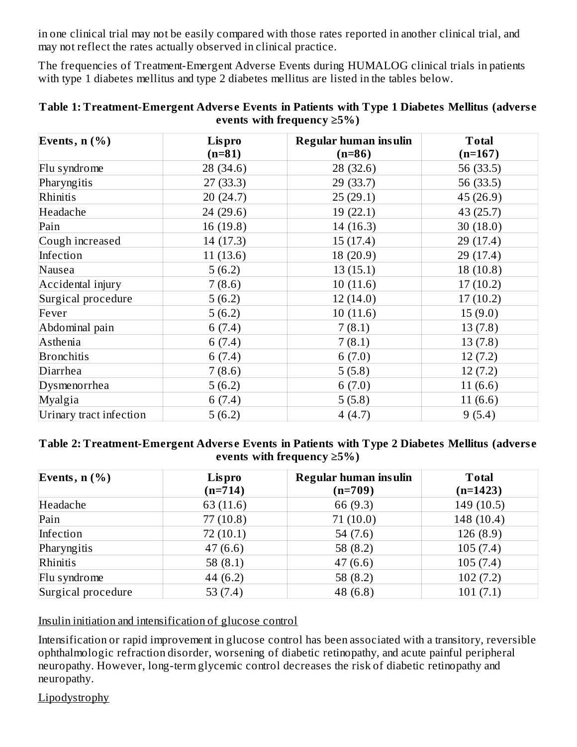in one clinical trial may not be easily compared with those rates reported in another clinical trial, and may not reflect the rates actually observed in clinical practice.

The frequencies of Treatment-Emergent Adverse Events during HUMALOG clinical trials in patients with type 1 diabetes mellitus and type 2 diabetes mellitus are listed in the tables below.

**Table 1: Treatment-Emergent Adverse Events in Patients with Type 1 Diabetes Mellitus (adverse events with frequency ≥5%)**

| Events, n (%) | Lispro (n=81) | Regular human insulin (n=86) | Total (n=167) |
|---|---|---|---|
| Flu syndrome | 28 (34.6) | 28 (32.6) | 56 (33.5) |
| Pharyngitis | 27 (33.3) | 29 (33.7) | 56 (33.5) |
| Rhinitis | 20 (24.7) | 25 (29.1) | 45 (26.9) |
| Headache | 24 (29.6) | 19 (22.1) | 43 (25.7) |
| Pain | 16 (19.8) | 14 (16.3) | 30 (18.0) |
| Cough increased | 14 (17.3) | 15 (17.4) | 29 (17.4) |
| Infection | 11 (13.6) | 18 (20.9) | 29 (17.4) |
| Nausea | 5 (6.2) | 13 (15.1) | 18 (10.8) |
| Accidental injury | 7 (8.6) | 10 (11.6) | 17 (10.2) |
| Surgical procedure | 5 (6.2) | 12 (14.0) | 17 (10.2) |
| Fever | 5 (6.2) | 10 (11.6) | 15 (9.0) |
| Abdominal pain | 6 (7.4) | 7 (8.1) | 13 (7.8) |
| Asthenia | 6 (7.4) | 7 (8.1) | 13 (7.8) |
| Bronchitis | 6 (7.4) | 6 (7.0) | 12 (7.2) |
| Diarrhea | 7 (8.6) | 5 (5.8) | 12 (7.2) |
| Dysmenorrhea | 5 (6.2) | 6 (7.0) | 11 (6.6) |
| Myalgia | 6 (7.4) | 5 (5.8) | 11 (6.6) |
| Urinary tract infection | 5 (6.2) | 4 (4.7) | 9 (5.4) |

**Table 2: Treatment-Emergent Adverse Events in Patients with Type 2 Diabetes Mellitus (adverse events with frequency ≥5%)**

| Events, n (%) | Lispro (n=714) | Regular human insulin (n=709) | Total (n=1423) |
|---|---|---|---|
| Headache | 63 (11.6) | 66 (9.3) | 149 (10.5) |
| Pain | 77 (10.8) | 71 (10.0) | 148 (10.4) |
| Infection | 72 (10.1) | 54 (7.6) | 126 (8.9) |
| Pharyngitis | 47 (6.6) | 58 (8.2) | 105 (7.4) |
| Rhinitis | 58 (8.1) | 47 (6.6) | 105 (7.4) |
| Flu syndrome | 44 (6.2) | 58 (8.2) | 102 (7.2) |
| Surgical procedure | 53 (7.4) | 48 (6.8) | 101 (7.1) |

Insulin initiation and intensification of glucose control

Intensification or rapid improvement in glucose control has been associated with a transitory, reversible ophthalmologic refraction disorder, worsening of diabetic retinopathy, and acute painful peripheral neuropathy. However, long-term glycemic control decreases the risk of diabetic retinopathy and neuropathy.

Lipodystrophy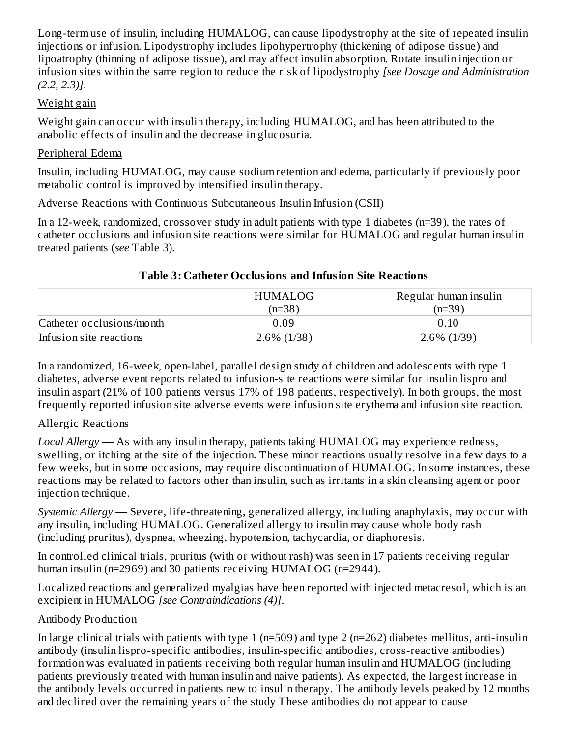Long-term use of insulin, including HUMALOG, can cause lipodystrophy at the site of repeated insulin injections or infusion. Lipodystrophy includes lipohypertrophy (thickening of adipose tissue) and lipoatrophy (thinning of adipose tissue), and may affect insulin absorption. Rotate insulin injection or infusion sites within the same region to reduce the risk of lipodystrophy *[see Dosage and Administration (2.2, 2.3)]*.

Weight gain

Weight gain can occur with insulin therapy, including HUMALOG, and has been attributed to the anabolic effects of insulin and the decrease in glucosuria.

Peripheral Edema

Insulin, including HUMALOG, may cause sodium retention and edema, particularly if previously poor metabolic control is improved by intensified insulin therapy.

Adverse Reactions with Continuous Subcutaneous Insulin Infusion (CSII)

In a 12-week, randomized, crossover study in adult patients with type 1 diabetes (n=39), the rates of catheter occlusions and infusion site reactions were similar for HUMALOG and regular human insulin treated patients (*see* Table 3).

**Table 3: Catheter Occlusions and Infusion Site Reactions**

| | HUMALOG (n=38) | Regular human insulin (n=39) |
|---|---|---|
| Catheter occlusions/month | 0.09 | 0.10 |
| Infusion site reactions | 2.6% (1/38) | 2.6% (1/39) |

In a randomized, 16-week, open-label, parallel design study of children and adolescents with type 1 diabetes, adverse event reports related to infusion-site reactions were similar for insulin lispro and insulin aspart (21% of 100 patients versus 17% of 198 patients, respectively). In both groups, the most frequently reported infusion site adverse events were infusion site erythema and infusion site reaction.

Allergic Reactions

*Local Allergy* — As with any insulin therapy, patients taking HUMALOG may experience redness, swelling, or itching at the site of the injection. These minor reactions usually resolve in a few days to a few weeks, but in some occasions, may require discontinuation of HUMALOG. In some instances, these reactions may be related to factors other than insulin, such as irritants in a skin cleansing agent or poor injection technique.

*Systemic Allergy* — Severe, life-threatening, generalized allergy, including anaphylaxis, may occur with any insulin, including HUMALOG. Generalized allergy to insulin may cause whole body rash (including pruritus), dyspnea, wheezing, hypotension, tachycardia, or diaphoresis.

In controlled clinical trials, pruritus (with or without rash) was seen in 17 patients receiving regular human insulin (n=2969) and 30 patients receiving HUMALOG (n=2944).

Localized reactions and generalized myalgias have been reported with injected metacresol, which is an excipient in HUMALOG *[see Contraindications (4)]*.

Antibody Production

In large clinical trials with patients with type 1 (n=509) and type 2 (n=262) diabetes mellitus, anti-insulin antibody (insulin lispro-specific antibodies, insulin-specific antibodies, cross-reactive antibodies) formation was evaluated in patients receiving both regular human insulin and HUMALOG (including patients previously treated with human insulin and naive patients). As expected, the largest increase in the antibody levels occurred in patients new to insulin therapy. The antibody levels peaked by 12 months and declined over the remaining years of the study These antibodies do not appear to cause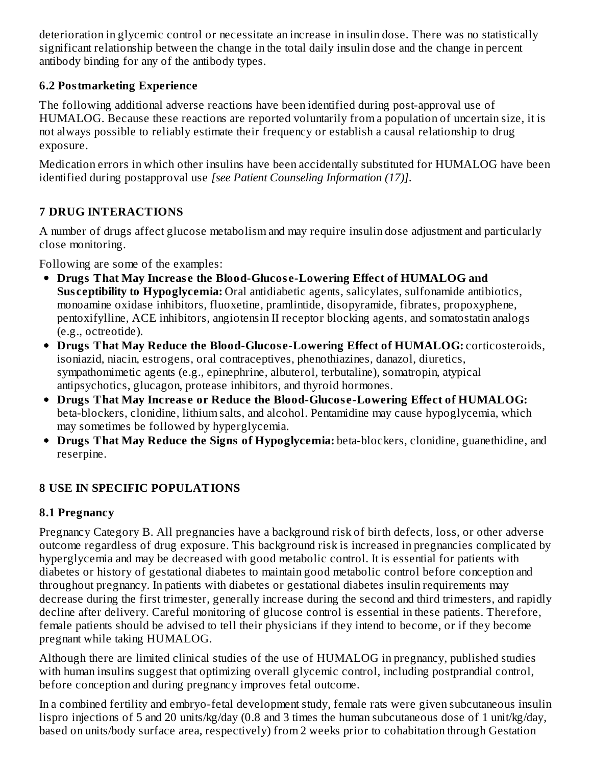deterioration in glycemic control or necessitate an increase in insulin dose. There was no statistically significant relationship between the change in the total daily insulin dose and the change in percent antibody binding for any of the antibody types.

### 6.2 Postmarketing Experience

The following additional adverse reactions have been identified during post-approval use of HUMALOG. Because these reactions are reported voluntarily from a population of uncertain size, it is not always possible to reliably estimate their frequency or establish a causal relationship to drug exposure.

Medication errors in which other insulins have been accidentally substituted for HUMALOG have been identified during postapproval use *[see Patient Counseling Information (17)]*.

## 7 DRUG INTERACTIONS

A number of drugs affect glucose metabolism and may require insulin dose adjustment and particularly close monitoring.

Following are some of the examples:

- **Drugs That May Increase the Blood-Glucose-Lowering Effect of HUMALOG and Susceptibility to Hypoglycemia:** Oral antidiabetic agents, salicylates, sulfonamide antibiotics, monoamine oxidase inhibitors, fluoxetine, pramlintide, disopyramide, fibrates, propoxyphene, pentoxifylline, ACE inhibitors, angiotensin II receptor blocking agents, and somatostatin analogs (e.g., octreotide).
- **Drugs That May Reduce the Blood-Glucose-Lowering Effect of HUMALOG:** corticosteroids, isoniazid, niacin, estrogens, oral contraceptives, phenothiazines, danazol, diuretics, sympathomimetic agents (e.g., epinephrine, albuterol, terbutaline), somatropin, atypical antipsychotics, glucagon, protease inhibitors, and thyroid hormones.
- **Drugs That May Increase or Reduce the Blood-Glucose-Lowering Effect of HUMALOG:** beta-blockers, clonidine, lithium salts, and alcohol. Pentamidine may cause hypoglycemia, which may sometimes be followed by hyperglycemia.
- **Drugs That May Reduce the Signs of Hypoglycemia:** beta-blockers, clonidine, guanethidine, and reserpine.

## 8 USE IN SPECIFIC POPULATIONS

### 8.1 Pregnancy

Pregnancy Category B. All pregnancies have a background risk of birth defects, loss, or other adverse outcome regardless of drug exposure. This background risk is increased in pregnancies complicated by hyperglycemia and may be decreased with good metabolic control. It is essential for patients with diabetes or history of gestational diabetes to maintain good metabolic control before conception and throughout pregnancy. In patients with diabetes or gestational diabetes insulin requirements may decrease during the first trimester, generally increase during the second and third trimesters, and rapidly decline after delivery. Careful monitoring of glucose control is essential in these patients. Therefore, female patients should be advised to tell their physicians if they intend to become, or if they become pregnant while taking HUMALOG.

Although there are limited clinical studies of the use of HUMALOG in pregnancy, published studies with human insulins suggest that optimizing overall glycemic control, including postprandial control, before conception and during pregnancy improves fetal outcome.

In a combined fertility and embryo-fetal development study, female rats were given subcutaneous insulin lispro injections of 5 and 20 units/kg/day (0.8 and 3 times the human subcutaneous dose of 1 unit/kg/day, based on units/body surface area, respectively) from 2 weeks prior to cohabitation through Gestation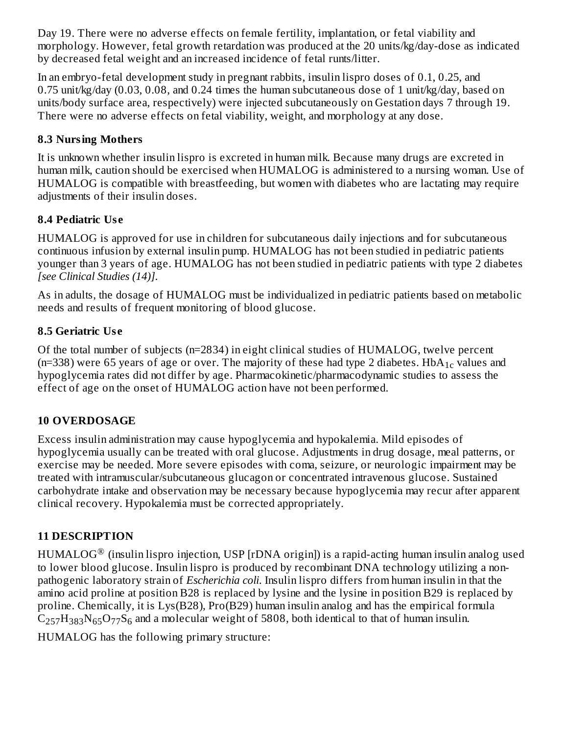Day 19. There were no adverse effects on female fertility, implantation, or fetal viability and morphology. However, fetal growth retardation was produced at the 20 units/kg/day-dose as indicated by decreased fetal weight and an increased incidence of fetal runts/litter.

In an embryo-fetal development study in pregnant rabbits, insulin lispro doses of 0.1, 0.25, and 0.75 unit/kg/day (0.03, 0.08, and 0.24 times the human subcutaneous dose of 1 unit/kg/day, based on units/body surface area, respectively) were injected subcutaneously on Gestation days 7 through 19. There were no adverse effects on fetal viability, weight, and morphology at any dose.

### 8.3 Nursing Mothers

It is unknown whether insulin lispro is excreted in human milk. Because many drugs are excreted in human milk, caution should be exercised when HUMALOG is administered to a nursing woman. Use of HUMALOG is compatible with breastfeeding, but women with diabetes who are lactating may require adjustments of their insulin doses.

### 8.4 Pediatric Use

HUMALOG is approved for use in children for subcutaneous daily injections and for subcutaneous continuous infusion by external insulin pump. HUMALOG has not been studied in pediatric patients younger than 3 years of age. HUMALOG has not been studied in pediatric patients with type 2 diabetes *[see Clinical Studies (14)]*.

As in adults, the dosage of HUMALOG must be individualized in pediatric patients based on metabolic needs and results of frequent monitoring of blood glucose.

### 8.5 Geriatric Use

Of the total number of subjects (n=2834) in eight clinical studies of HUMALOG, twelve percent (n=338) were 65 years of age or over. The majority of these had type 2 diabetes. $HbA_{1c}$ values and hypoglycemia rates did not differ by age. Pharmacokinetic/pharmacodynamic studies to assess the effect of age on the onset of HUMALOG action have not been performed.

## 10 OVERDOSAGE

Excess insulin administration may cause hypoglycemia and hypokalemia. Mild episodes of hypoglycemia usually can be treated with oral glucose. Adjustments in drug dosage, meal patterns, or exercise may be needed. More severe episodes with coma, seizure, or neurologic impairment may be treated with intramuscular/subcutaneous glucagon or concentrated intravenous glucose. Sustained carbohydrate intake and observation may be necessary because hypoglycemia may recur after apparent clinical recovery. Hypokalemia must be corrected appropriately.

## 11 DESCRIPTION

HUMALOG® (insulin lispro injection, USP [rDNA origin]) is a rapid-acting human insulin analog used to lower blood glucose. Insulin lispro is produced by recombinant DNA technology utilizing a non-pathogenic laboratory strain of *Escherichia coli*. Insulin lispro differs from human insulin in that the amino acid proline at position B28 is replaced by lysine and the lysine in position B29 is replaced by proline. Chemically, it is Lys(B28), Pro(B29) human insulin analog and has the empirical formula $C_{257}H_{383}N_{65}O_{77}S_6$ and a molecular weight of 5808, both identical to that of human insulin.

HUMALOG has the following primary structure: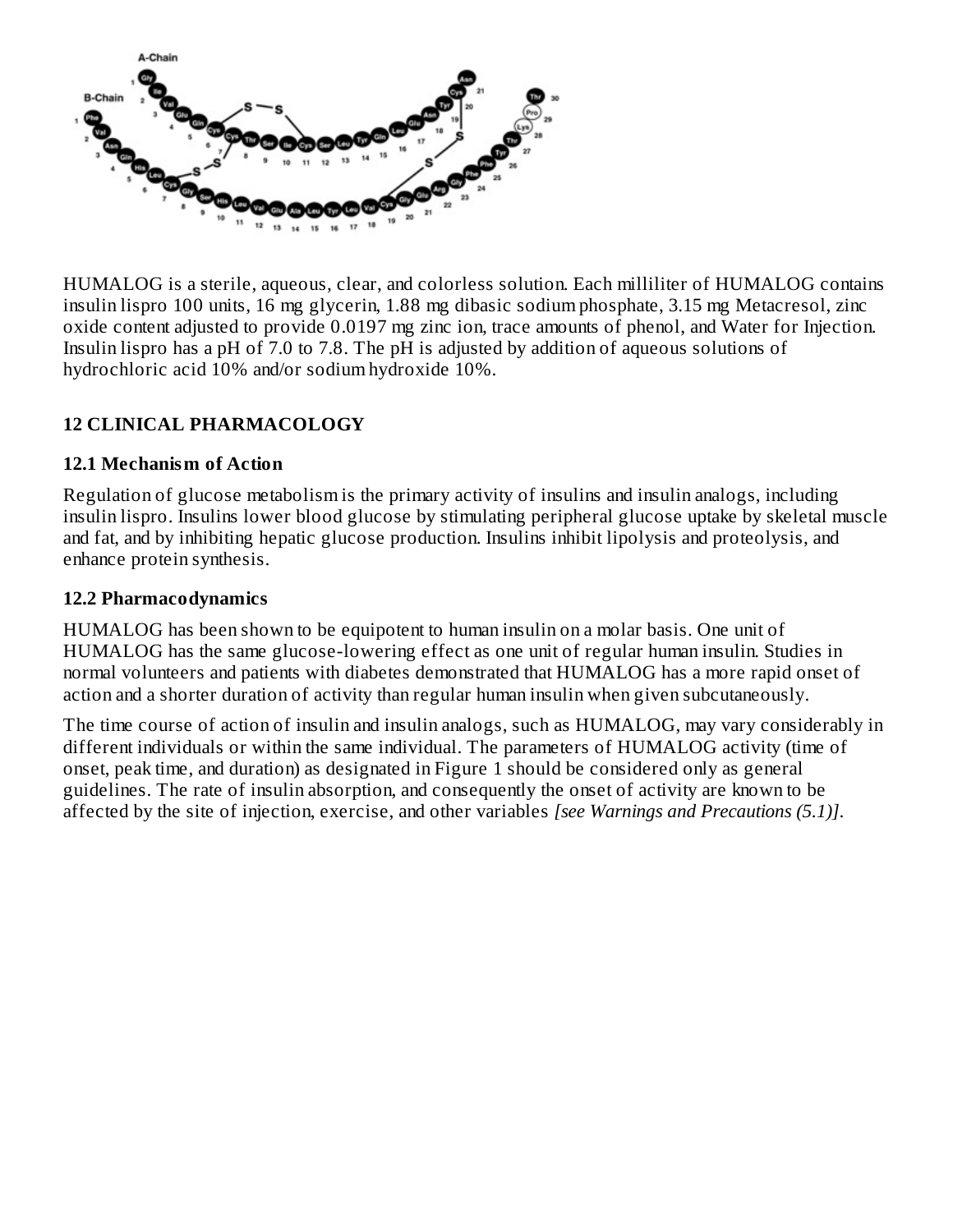HUMALOG is a sterile, aqueous, clear, and colorless solution. Each milliliter of HUMALOG contains insulin lispro 100 units, 16 mg glycerin, 1.88 mg dibasic sodium phosphate, 3.15 mg Metacresol, zinc oxide content adjusted to provide 0.0197 mg zinc ion, trace amounts of phenol, and Water for Injection. Insulin lispro has a pH of 7.0 to 7.8. The pH is adjusted by addition of aqueous solutions of hydrochloric acid 10% and/or sodium hydroxide 10%.

## 12 CLINICAL PHARMACOLOGY

### 12.1 Mechanism of Action

Regulation of glucose metabolism is the primary activity of insulins and insulin analogs, including insulin lispro. Insulins lower blood glucose by stimulating peripheral glucose uptake by skeletal muscle and fat, and by inhibiting hepatic glucose production. Insulins inhibit lipolysis and proteolysis, and enhance protein synthesis.

### 12.2 Pharmacodynamics

HUMALOG has been shown to be equipotent to human insulin on a molar basis. One unit of HUMALOG has the same glucose-lowering effect as one unit of regular human insulin. Studies in normal volunteers and patients with diabetes demonstrated that HUMALOG has a more rapid onset of action and a shorter duration of activity than regular human insulin when given subcutaneously.

The time course of action of insulin and insulin analogs, such as HUMALOG, may vary considerably in different individuals or within the same individual. The parameters of HUMALOG activity (time of onset, peak time, and duration) as designated in Figure 1 should be considered only as general guidelines. The rate of insulin absorption, and consequently the onset of activity are known to be affected by the site of injection, exercise, and other variables *[see Warnings and Precautions (5.1)]*.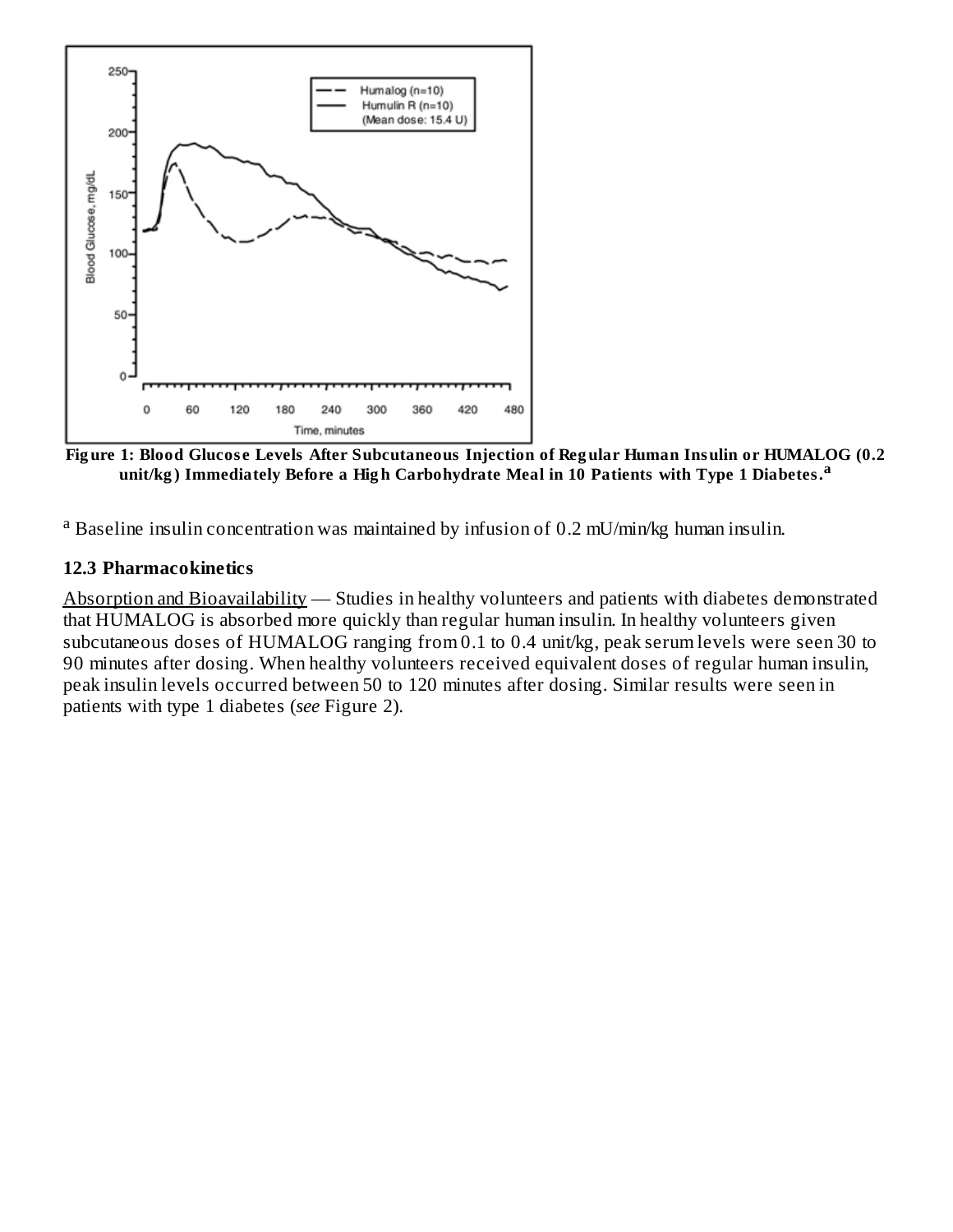**Figure 1: Blood Glucose Levels After Subcutaneous Injection of Regular Human Insulin or HUMALOG (0.2 unit/kg) Immediately Before a High Carbohydrate Meal in 10 Patients with Type 1 Diabetes.[a]**

[a] Baseline insulin concentration was maintained by infusion of 0.2 mU/min/kg human insulin.

### 12.3 Pharmacokinetics

Absorption and Bioavailability — Studies in healthy volunteers and patients with diabetes demonstrated that HUMALOG is absorbed more quickly than regular human insulin. In healthy volunteers given subcutaneous doses of HUMALOG ranging from 0.1 to 0.4 unit/kg, peak serum levels were seen 30 to 90 minutes after dosing. When healthy volunteers received equivalent doses of regular human insulin, peak insulin levels occurred between 50 to 120 minutes after dosing. Similar results were seen in patients with type 1 diabetes (*see* Figure 2).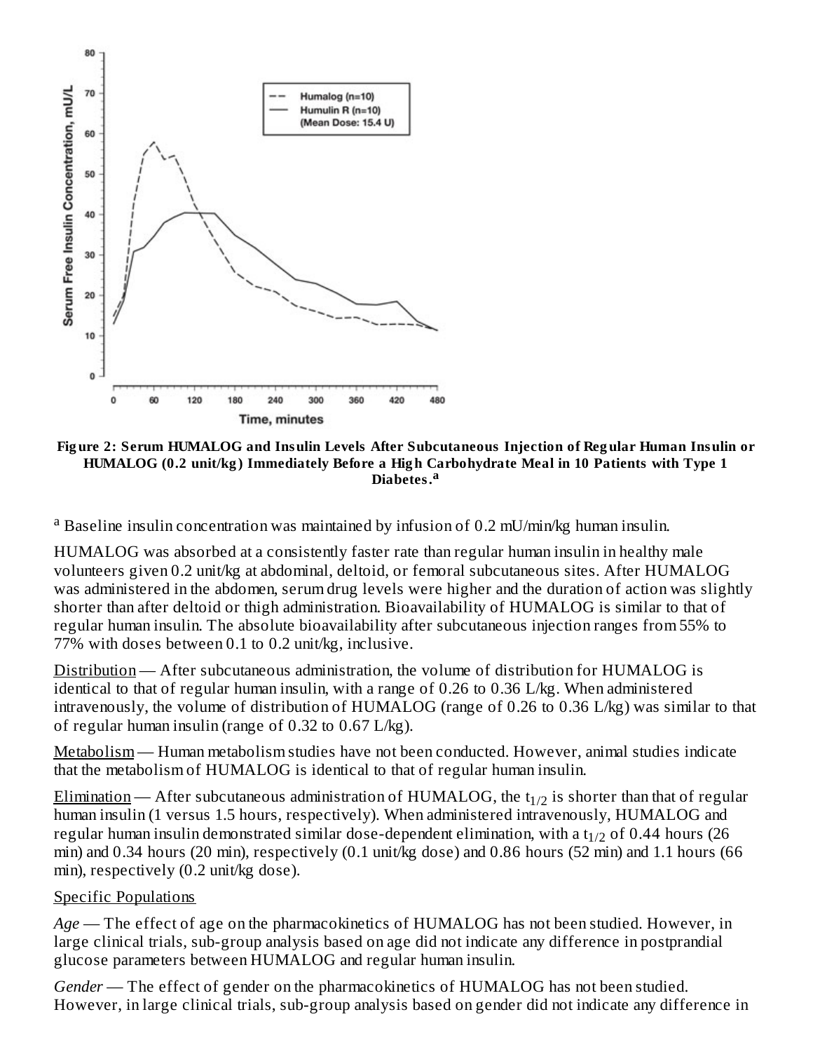**Figure 2: Serum HUMALOG and Insulin Levels After Subcutaneous Injection of Regular Human Insulin or HUMALOG (0.2 unit/kg) Immediately Before a High Carbohydrate Meal in 10 Patients with Type 1 Diabetes.[a]**

[a] Baseline insulin concentration was maintained by infusion of 0.2 mU/min/kg human insulin.

HUMALOG was absorbed at a consistently faster rate than regular human insulin in healthy male volunteers given 0.2 unit/kg at abdominal, deltoid, or femoral subcutaneous sites. After HUMALOG was administered in the abdomen, serum drug levels were higher and the duration of action was slightly shorter than after deltoid or thigh administration. Bioavailability of HUMALOG is similar to that of regular human insulin. The absolute bioavailability after subcutaneous injection ranges from 55% to 77% with doses between 0.1 to 0.2 unit/kg, inclusive.

Distribution — After subcutaneous administration, the volume of distribution for HUMALOG is identical to that of regular human insulin, with a range of 0.26 to 0.36 L/kg. When administered intravenously, the volume of distribution of HUMALOG (range of 0.26 to 0.36 L/kg) was similar to that of regular human insulin (range of 0.32 to 0.67 L/kg).

Metabolism — Human metabolism studies have not been conducted. However, animal studies indicate that the metabolism of HUMALOG is identical to that of regular human insulin.

Elimination — After subcutaneous administration of HUMALOG, the $t_{1/2}$ is shorter than that of regular human insulin (1 versus 1.5 hours, respectively). When administered intravenously, HUMALOG and regular human insulin demonstrated similar dose-dependent elimination, with a $t_{1/2}$ of 0.44 hours (26 min) and 0.34 hours (20 min), respectively (0.1 unit/kg dose) and 0.86 hours (52 min) and 1.1 hours (66 min), respectively (0.2 unit/kg dose).

Specific Populations

*Age* — The effect of age on the pharmacokinetics of HUMALOG has not been studied. However, in large clinical trials, sub-group analysis based on age did not indicate any difference in postprandial glucose parameters between HUMALOG and regular human insulin.

*Gender* — The effect of gender on the pharmacokinetics of HUMALOG has not been studied. However, in large clinical trials, sub-group analysis based on gender did not indicate any difference in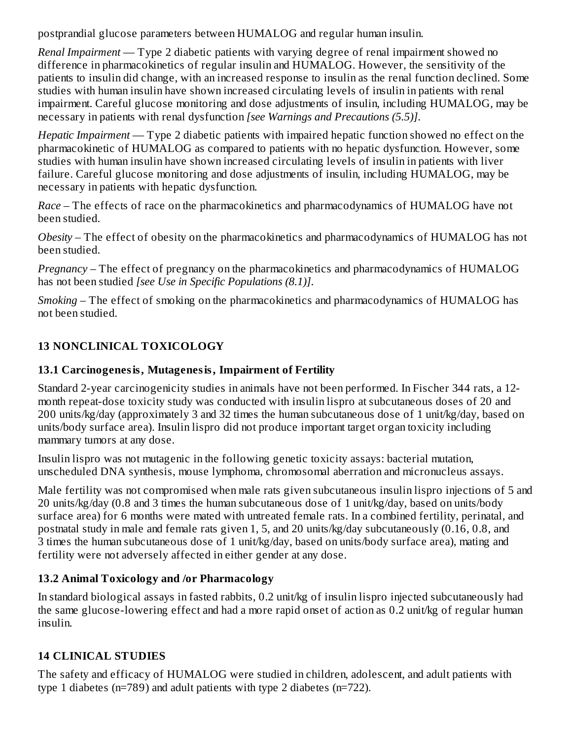postprandial glucose parameters between HUMALOG and regular human insulin.

*Renal Impairment* — Type 2 diabetic patients with varying degree of renal impairment showed no difference in pharmacokinetics of regular insulin and HUMALOG. However, the sensitivity of the patients to insulin did change, with an increased response to insulin as the renal function declined. Some studies with human insulin have shown increased circulating levels of insulin in patients with renal impairment. Careful glucose monitoring and dose adjustments of insulin, including HUMALOG, may be necessary in patients with renal dysfunction *[see Warnings and Precautions (5.5)]*.

*Hepatic Impairment* — Type 2 diabetic patients with impaired hepatic function showed no effect on the pharmacokinetic of HUMALOG as compared to patients with no hepatic dysfunction. However, some studies with human insulin have shown increased circulating levels of insulin in patients with liver failure. Careful glucose monitoring and dose adjustments of insulin, including HUMALOG, may be necessary in patients with hepatic dysfunction.

*Race* – The effects of race on the pharmacokinetics and pharmacodynamics of HUMALOG have not been studied.

*Obesity* – The effect of obesity on the pharmacokinetics and pharmacodynamics of HUMALOG has not been studied.

*Pregnancy* – The effect of pregnancy on the pharmacokinetics and pharmacodynamics of HUMALOG has not been studied *[see Use in Specific Populations (8.1)]*.

*Smoking* – The effect of smoking on the pharmacokinetics and pharmacodynamics of HUMALOG has not been studied.

## 13 NONCLINICAL TOXICOLOGY

### 13.1 Carcinogenesis, Mutagenesis, Impairment of Fertility

Standard 2-year carcinogenicity studies in animals have not been performed. In Fischer 344 rats, a 12-month repeat-dose toxicity study was conducted with insulin lispro at subcutaneous doses of 20 and 200 units/kg/day (approximately 3 and 32 times the human subcutaneous dose of 1 unit/kg/day, based on units/body surface area). Insulin lispro did not produce important target organ toxicity including mammary tumors at any dose.

Insulin lispro was not mutagenic in the following genetic toxicity assays: bacterial mutation, unscheduled DNA synthesis, mouse lymphoma, chromosomal aberration and micronucleus assays.

Male fertility was not compromised when male rats given subcutaneous insulin lispro injections of 5 and 20 units/kg/day (0.8 and 3 times the human subcutaneous dose of 1 unit/kg/day, based on units/body surface area) for 6 months were mated with untreated female rats. In a combined fertility, perinatal, and postnatal study in male and female rats given 1, 5, and 20 units/kg/day subcutaneously (0.16, 0.8, and 3 times the human subcutaneous dose of 1 unit/kg/day, based on units/body surface area), mating and fertility were not adversely affected in either gender at any dose.

### 13.2 Animal Toxicology and /or Pharmacology

In standard biological assays in fasted rabbits, 0.2 unit/kg of insulin lispro injected subcutaneously had the same glucose-lowering effect and had a more rapid onset of action as 0.2 unit/kg of regular human insulin.

## 14 CLINICAL STUDIES

The safety and efficacy of HUMALOG were studied in children, adolescent, and adult patients with type 1 diabetes (n=789) and adult patients with type 2 diabetes (n=722).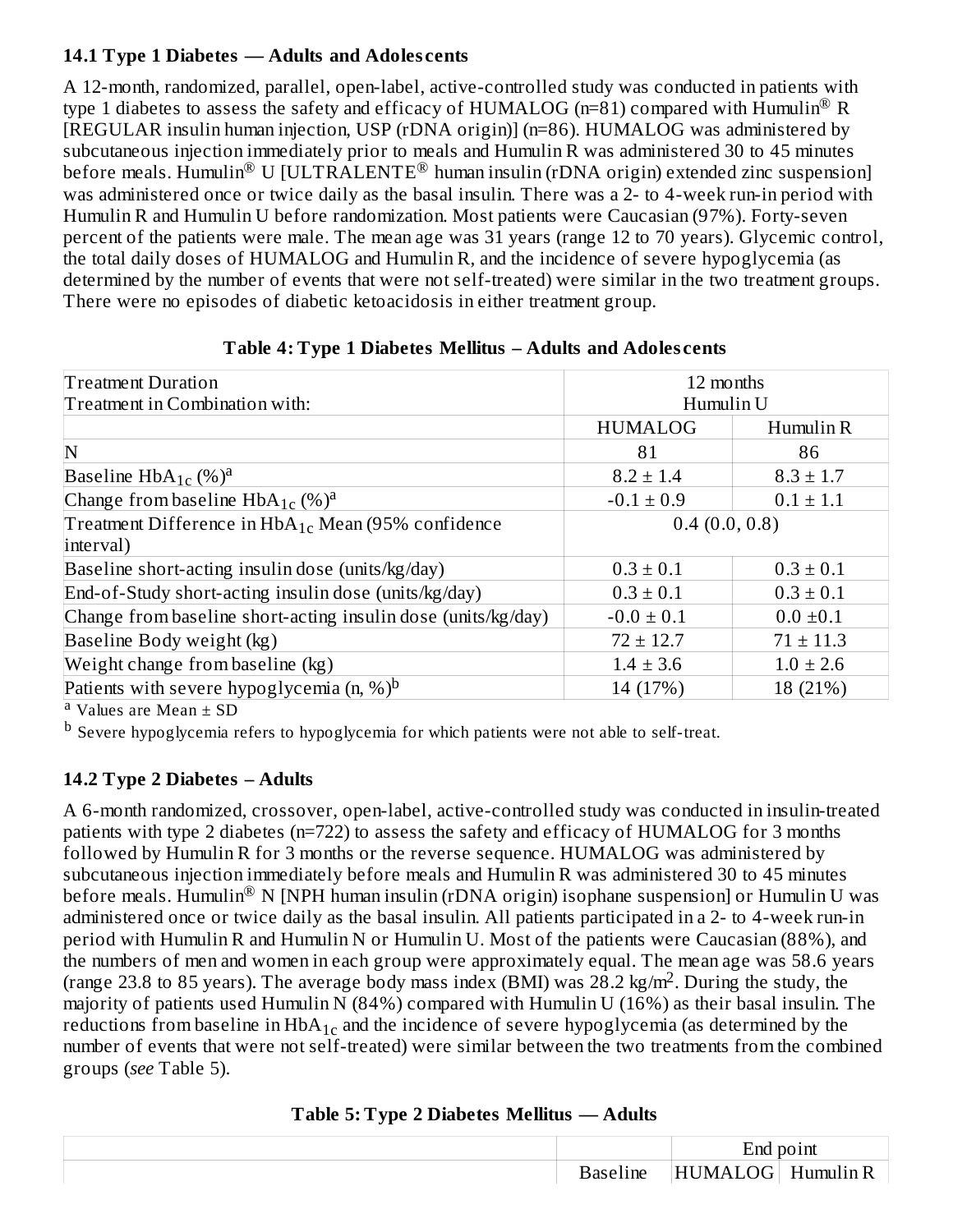### 14.1 Type 1 Diabetes — Adults and Adolescents

A 12-month, randomized, parallel, open-label, active-controlled study was conducted in patients with type 1 diabetes to assess the safety and efficacy of HUMALOG (n=81) compared with Humulin® R [REGULAR insulin human injection, USP (rDNA origin)] (n=86). HUMALOG was administered by subcutaneous injection immediately prior to meals and Humulin R was administered 30 to 45 minutes before meals. Humulin® U [ULTRALENTE® human insulin (rDNA origin) extended zinc suspension] was administered once or twice daily as the basal insulin. There was a 2- to 4-week run-in period with Humulin R and Humulin U before randomization. Most patients were Caucasian (97%). Forty-seven percent of the patients were male. The mean age was 31 years (range 12 to 70 years). Glycemic control, the total daily doses of HUMALOG and Humulin R, and the incidence of severe hypoglycemia (as determined by the number of events that were not self-treated) were similar in the two treatment groups. There were no episodes of diabetic ketoacidosis in either treatment group.

**Table 4: Type 1 Diabetes Mellitus – Adults and Adolescents**

| Treatment Duration<br>Treatment in Combination with: | 12 months<br>Humulin U | |
|---|---|---|
| | HUMALOG | Humulin R |
| N | 81 | 86 |
| Baseline $HbA_{1c}$ (%)[a] | 8.2 ± 1.4 | 8.3 ± 1.7 |
| Change from baseline $HbA_{1c}$ (%)[a] | -0.1 ± 0.9 | 0.1 ± 1.1 |
| Treatment Difference in $HbA_{1c}$ Mean (95% confidence interval) | 0.4 (0.0, 0.8) | |
| Baseline short-acting insulin dose (units/kg/day) | 0.3 ± 0.1 | 0.3 ± 0.1 |
| End-of-Study short-acting insulin dose (units/kg/day) | 0.3 ± 0.1 | 0.3 ± 0.1 |
| Change from baseline short-acting insulin dose (units/kg/day) | -0.0 ± 0.1 | 0.0 ±0.1 |
| Baseline Body weight (kg) | 72 ± 12.7 | 71 ± 11.3 |
| Weight change from baseline (kg) | 1.4 ± 3.6 | 1.0 ± 2.6 |
| Patients with severe hypoglycemia (n, %)[b] | 14 (17%) | 18 (21%) |

[a] Values are Mean ± SD

[b] Severe hypoglycemia refers to hypoglycemia for which patients were not able to self-treat.

### 14.2 Type 2 Diabetes – Adults

A 6-month randomized, crossover, open-label, active-controlled study was conducted in insulin-treated patients with type 2 diabetes (n=722) to assess the safety and efficacy of HUMALOG for 3 months followed by Humulin R for 3 months or the reverse sequence. HUMALOG was administered by subcutaneous injection immediately before meals and Humulin R was administered 30 to 45 minutes before meals. Humulin® N [NPH human insulin (rDNA origin) isophane suspension] or Humulin U was administered once or twice daily as the basal insulin. All patients participated in a 2- to 4-week run-in period with Humulin R and Humulin N or Humulin U. Most of the patients were Caucasian (88%), and the numbers of men and women in each group were approximately equal. The mean age was 58.6 years (range 23.8 to 85 years). The average body mass index (BMI) was 28.2 kg/m$^2$. During the study, the majority of patients used Humulin N (84%) compared with Humulin U (16%) as their basal insulin. The reductions from baseline in $HbA_{1c}$ and the incidence of severe hypoglycemia (as determined by the number of events that were not self-treated) were similar between the two treatments from the combined groups (*see* Table 5).

**Table 5: Type 2 Diabetes Mellitus — Adults**

| | | End point | |
|---|---|---|---|
| | Baseline | HUMALOG | Humulin R |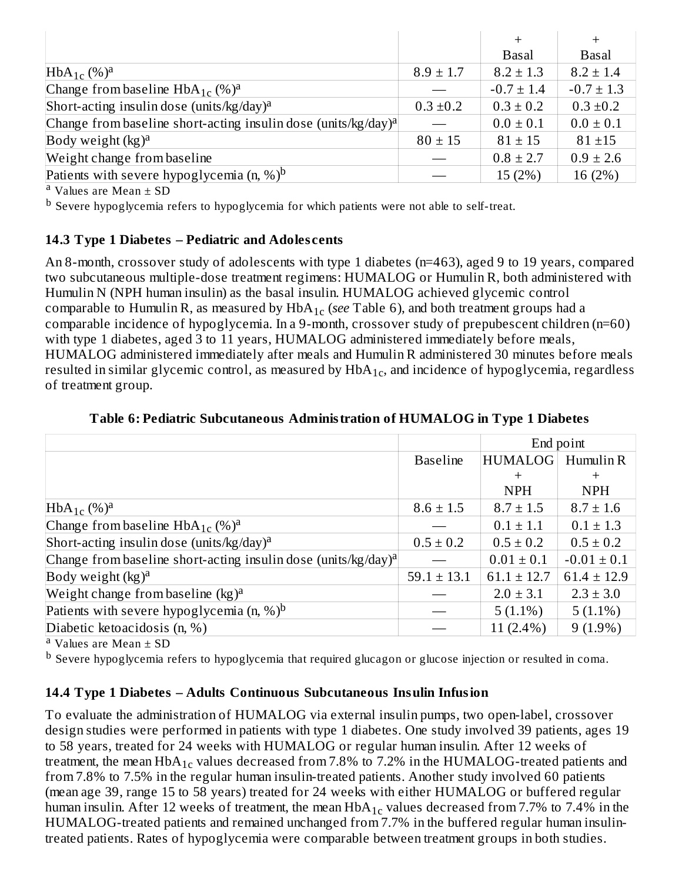| | | + Basal | + Basal |
|---|---|---|---|
| $HbA_{1c}$ (%)[a] | 8.9 ± 1.7 | 8.2 ± 1.3 | 8.2 ± 1.4 |
| Change from baseline $HbA_{1c}$ (%)[a] | — | -0.7 ± 1.4 | -0.7 ± 1.3 |
| Short-acting insulin dose (units/kg/day)[a] | 0.3 ±0.2 | 0.3 ± 0.2 | 0.3 ±0.2 |
| Change from baseline short-acting insulin dose (units/kg/day)[a] | — | 0.0 ± 0.1 | 0.0 ± 0.1 |
| Body weight (kg)[a] | 80 ± 15 | 81 ± 15 | 81 ±15 |
| Weight change from baseline | — | 0.8 ± 2.7 | 0.9 ± 2.6 |
| Patients with severe hypoglycemia (n, %)[b] | — | 15 (2%) | 16 (2%) |

[a] Values are Mean ± SD

[b] Severe hypoglycemia refers to hypoglycemia for which patients were not able to self-treat.

### 14.3 Type 1 Diabetes – Pediatric and Adolescents

An 8-month, crossover study of adolescents with type 1 diabetes (n=463), aged 9 to 19 years, compared two subcutaneous multiple-dose treatment regimens: HUMALOG or Humulin R, both administered with Humulin N (NPH human insulin) as the basal insulin. HUMALOG achieved glycemic control comparable to Humulin R, as measured by $HbA_{1c}$ (*see* Table 6), and both treatment groups had a comparable incidence of hypoglycemia. In a 9-month, crossover study of prepubescent children (n=60) with type 1 diabetes, aged 3 to 11 years, HUMALOG administered immediately before meals, HUMALOG administered immediately after meals and Humulin R administered 30 minutes before meals resulted in similar glycemic control, as measured by $HbA_{1c}$, and incidence of hypoglycemia, regardless of treatment group.

**Table 6: Pediatric Subcutaneous Administration of HUMALOG in Type 1 Diabetes**

| | | End point | |
|---|---|---|---|
| | Baseline | HUMALOG + NPH | Humulin R + NPH |
| $HbA_{1c}$ (%)[a] | 8.6 ± 1.5 | 8.7 ± 1.5 | 8.7 ± 1.6 |
| Change from baseline $HbA_{1c}$ (%)[a] | — | 0.1 ± 1.1 | 0.1 ± 1.3 |
| Short-acting insulin dose (units/kg/day)[a] | 0.5 ± 0.2 | 0.5 ± 0.2 | 0.5 ± 0.2 |
| Change from baseline short-acting insulin dose (units/kg/day)[a] | — | 0.01 ± 0.1 | -0.01 ± 0.1 |
| Body weight (kg)[a] | 59.1 ± 13.1 | 61.1 ± 12.7 | 61.4 ± 12.9 |
| Weight change from baseline (kg)[a] | — | 2.0 ± 3.1 | 2.3 ± 3.0 |
| Patients with severe hypoglycemia (n, %)[b] | — | 5 (1.1%) | 5 (1.1%) |
| Diabetic ketoacidosis (n, %) | — | 11 (2.4%) | 9 (1.9%) |

[a] Values are Mean ± SD

[b] Severe hypoglycemia refers to hypoglycemia that required glucagon or glucose injection or resulted in coma.

### 14.4 Type 1 Diabetes – Adults Continuous Subcutaneous Insulin Infusion

To evaluate the administration of HUMALOG via external insulin pumps, two open-label, crossover design studies were performed in patients with type 1 diabetes. One study involved 39 patients, ages 19 to 58 years, treated for 24 weeks with HUMALOG or regular human insulin. After 12 weeks of treatment, the mean $HbA_{1c}$ values decreased from 7.8% to 7.2% in the HUMALOG-treated patients and from 7.8% to 7.5% in the regular human insulin-treated patients. Another study involved 60 patients (mean age 39, range 15 to 58 years) treated for 24 weeks with either HUMALOG or buffered regular human insulin. After 12 weeks of treatment, the mean $HbA_{1c}$ values decreased from 7.7% to 7.4% in the HUMALOG-treated patients and remained unchanged from 7.7% in the buffered regular human insulin-treated patients. Rates of hypoglycemia were comparable between treatment groups in both studies.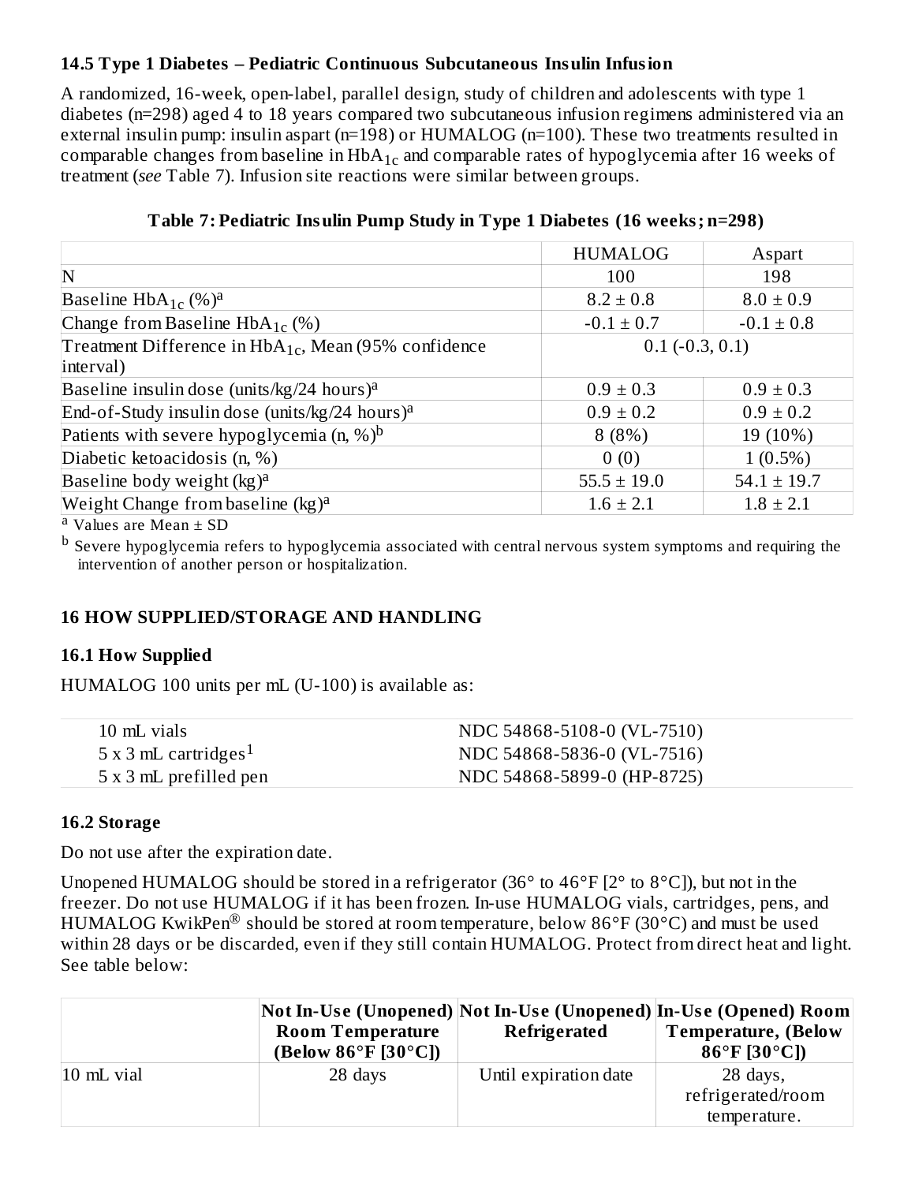### 14.5 Type 1 Diabetes – Pediatric Continuous Subcutaneous Insulin Infusion

A randomized, 16-week, open-label, parallel design, study of children and adolescents with type 1 diabetes (n=298) aged 4 to 18 years compared two subcutaneous infusion regimens administered via an external insulin pump: insulin aspart (n=198) or HUMALOG (n=100). These two treatments resulted in comparable changes from baseline in $HbA_{1c}$ and comparable rates of hypoglycemia after 16 weeks of treatment (*see* Table 7). Infusion site reactions were similar between groups.

**Table 7: Pediatric Insulin Pump Study in Type 1 Diabetes (16 weeks; n=298)**

| | HUMALOG | Aspart |
|---|---|---|
| N | 100 | 198 |
| Baseline $HbA_{1c}$ (%)[a] | 8.2 ± 0.8 | 8.0 ± 0.9 |
| Change from Baseline $HbA_{1c}$ (%) | -0.1 ± 0.7 | -0.1 ± 0.8 |
| Treatment Difference in $HbA_{1c}$, Mean (95% confidence interval) | 0.1 (-0.3, 0.1) | |
| Baseline insulin dose (units/kg/24 hours)[a] | 0.9 ± 0.3 | 0.9 ± 0.3 |
| End-of-Study insulin dose (units/kg/24 hours)[a] | 0.9 ± 0.2 | 0.9 ± 0.2 |
| Patients with severe hypoglycemia (n, %)[b] | 8 (8%) | 19 (10%) |
| Diabetic ketoacidosis (n, %) | 0 (0) | 1 (0.5%) |
| Baseline body weight (kg)[a] | 55.5 ± 19.0 | 54.1 ± 19.7 |
| Weight Change from baseline (kg)[a] | 1.6 ± 2.1 | 1.8 ± 2.1 |

[a] Values are Mean ± SD

[b] Severe hypoglycemia refers to hypoglycemia associated with central nervous system symptoms and requiring the intervention of another person or hospitalization.

## 16 HOW SUPPLIED/STORAGE AND HANDLING

### 16.1 How Supplied

HUMALOG 100 units per mL (U-100) is available as:

| | |
|---|---|
| 10 mL vials | NDC 54868-5108-0 (VL-7510) |
| 5 x 3 mL cartridges[1] | NDC 54868-5836-0 (VL-7516) |
| 5 x 3 mL prefilled pen | NDC 54868-5899-0 (HP-8725) |

### 16.2 Storage

Do not use after the expiration date.

Unopened HUMALOG should be stored in a refrigerator (36° to 46°F [2° to 8°C]), but not in the freezer. Do not use HUMALOG if it has been frozen. In-use HUMALOG vials, cartridges, pens, and HUMALOG KwikPen® should be stored at room temperature, below 86°F (30°C) and must be used within 28 days or be discarded, even if they still contain HUMALOG. Protect from direct heat and light. See table below:

| | Not In-Use (Unopened) Room Temperature (Below 86°F [30°C]) | Not In-Use (Unopened) Refrigerated | In-Use (Opened) Room Temperature, (Below 86°F [30°C]) |
|---|---|---|---|
| 10 mL vial | 28 days | Until expiration date | 28 days, refrigerated/room temperature. |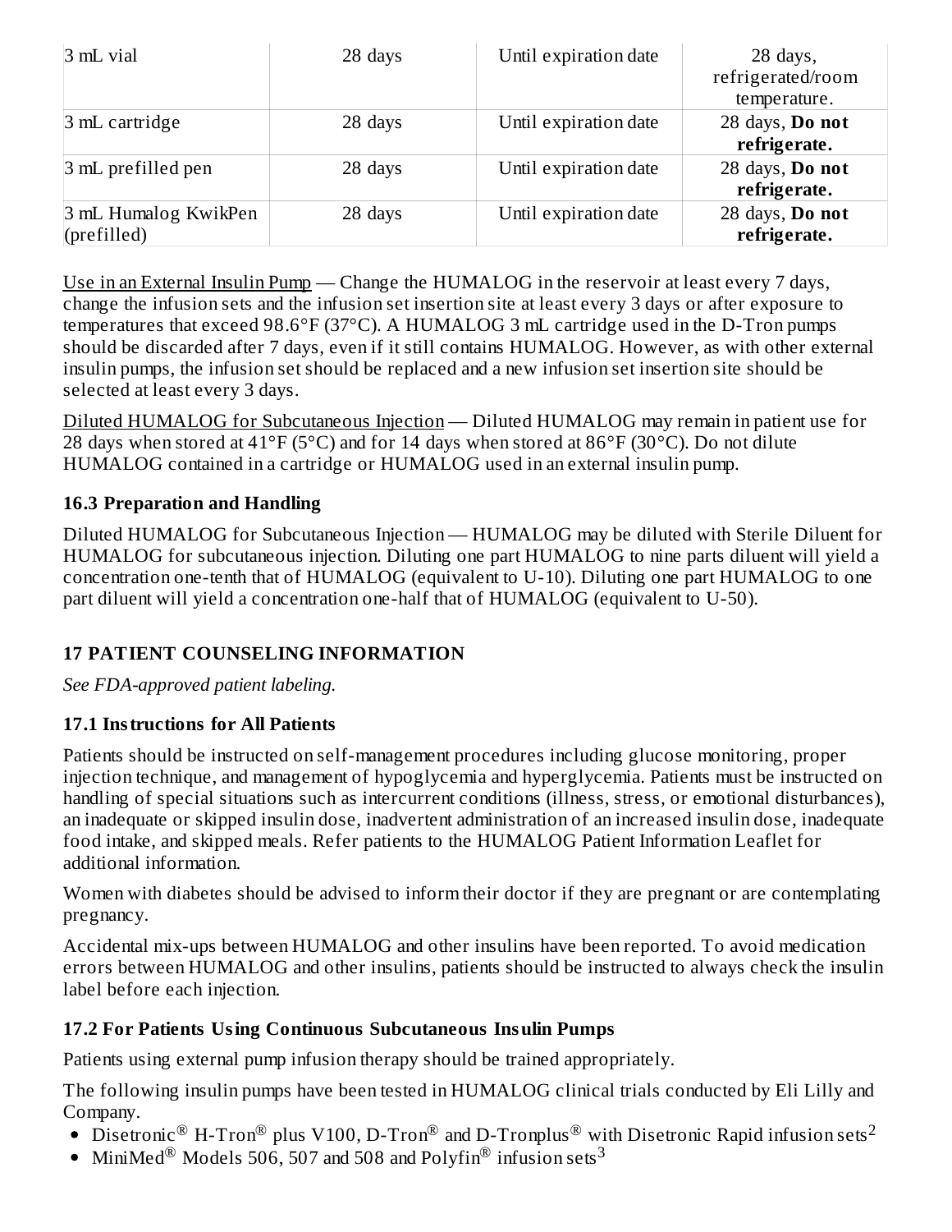| 3 mL vial | 28 days | Until expiration date | 28 days, refrigerated/room temperature. |
|---|---|---|---|
| 3 mL cartridge | 28 days | Until expiration date | 28 days, **Do not refrigerate.** |
| 3 mL prefilled pen | 28 days | Until expiration date | 28 days, **Do not refrigerate.** |
| 3 mL Humalog KwikPen (prefilled) | 28 days | Until expiration date | 28 days, **Do not refrigerate.** |

Use in an External Insulin Pump — Change the HUMALOG in the reservoir at least every 7 days, change the infusion sets and the infusion set insertion site at least every 3 days or after exposure to temperatures that exceed 98.6°F (37°C). A HUMALOG 3 mL cartridge used in the D-Tron pumps should be discarded after 7 days, even if it still contains HUMALOG. However, as with other external insulin pumps, the infusion set should be replaced and a new infusion set insertion site should be selected at least every 3 days.

Diluted HUMALOG for Subcutaneous Injection — Diluted HUMALOG may remain in patient use for 28 days when stored at 41°F (5°C) and for 14 days when stored at 86°F (30°C). Do not dilute HUMALOG contained in a cartridge or HUMALOG used in an external insulin pump.

### 16.3 Preparation and Handling

Diluted HUMALOG for Subcutaneous Injection — HUMALOG may be diluted with Sterile Diluent for HUMALOG for subcutaneous injection. Diluting one part HUMALOG to nine parts diluent will yield a concentration one-tenth that of HUMALOG (equivalent to U-10). Diluting one part HUMALOG to one part diluent will yield a concentration one-half that of HUMALOG (equivalent to U-50).

## 17 PATIENT COUNSELING INFORMATION

*See FDA-approved patient labeling.*

### 17.1 Instructions for All Patients

Patients should be instructed on self-management procedures including glucose monitoring, proper injection technique, and management of hypoglycemia and hyperglycemia. Patients must be instructed on handling of special situations such as intercurrent conditions (illness, stress, or emotional disturbances), an inadequate or skipped insulin dose, inadvertent administration of an increased insulin dose, inadequate food intake, and skipped meals. Refer patients to the HUMALOG Patient Information Leaflet for additional information.

Women with diabetes should be advised to inform their doctor if they are pregnant or are contemplating pregnancy.

Accidental mix-ups between HUMALOG and other insulins have been reported. To avoid medication errors between HUMALOG and other insulins, patients should be instructed to always check the insulin label before each injection.

### 17.2 For Patients Using Continuous Subcutaneous Insulin Pumps

Patients using external pump infusion therapy should be trained appropriately.

The following insulin pumps have been tested in HUMALOG clinical trials conducted by Eli Lilly and Company.

- Disetronic® H-Tron® plus V100, D-Tron® and D-Tronplus® with Disetronic Rapid infusion sets[2]
- MiniMed® Models 506, 507 and 508 and Polyfin® infusion sets[3]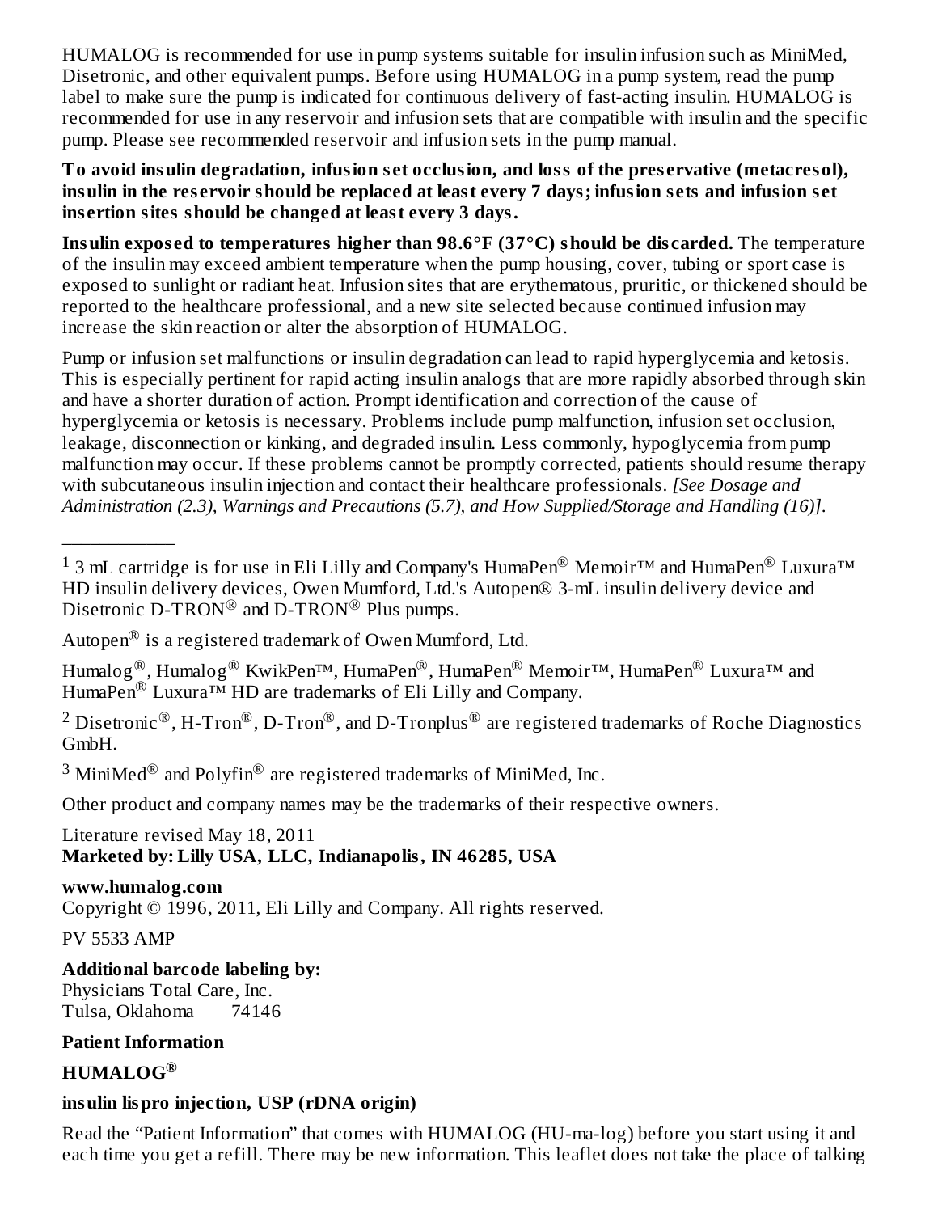HUMALOG is recommended for use in pump systems suitable for insulin infusion such as MiniMed, Disetronic, and other equivalent pumps. Before using HUMALOG in a pump system, read the pump label to make sure the pump is indicated for continuous delivery of fast-acting insulin. HUMALOG is recommended for use in any reservoir and infusion sets that are compatible with insulin and the specific pump. Please see recommended reservoir and infusion sets in the pump manual.

**To avoid insulin degradation, infusion set occlusion, and loss of the preservative (metacresol), insulin in the reservoir should be replaced at least every 7 days; infusion sets and infusion set insertion sites should be changed at least every 3 days.**

**Insulin exposed to temperatures higher than 98.6°F (37°C) should be discarded.** The temperature of the insulin may exceed ambient temperature when the pump housing, cover, tubing or sport case is exposed to sunlight or radiant heat. Infusion sites that are erythematous, pruritic, or thickened should be reported to the healthcare professional, and a new site selected because continued infusion may increase the skin reaction or alter the absorption of HUMALOG.

Pump or infusion set malfunctions or insulin degradation can lead to rapid hyperglycemia and ketosis. This is especially pertinent for rapid acting insulin analogs that are more rapidly absorbed through skin and have a shorter duration of action. Prompt identification and correction of the cause of hyperglycemia or ketosis is necessary. Problems include pump malfunction, infusion set occlusion, leakage, disconnection or kinking, and degraded insulin. Less commonly, hypoglycemia from pump malfunction may occur. If these problems cannot be promptly corrected, patients should resume therapy with subcutaneous insulin injection and contact their healthcare professionals. *[See Dosage and Administration (2.3), Warnings and Precautions (5.7), and How Supplied/Storage and Handling (16)].*

___________

[1] 3 mL cartridge is for use in Eli Lilly and Company's HumaPen® Memoir™ and HumaPen® Luxura™ HD insulin delivery devices, Owen Mumford, Ltd.'s Autopen® 3-mL insulin delivery device and Disetronic D-TRON® and D-TRON® Plus pumps.

Autopen® is a registered trademark of Owen Mumford, Ltd.

Humalog®, Humalog® KwikPen™, HumaPen®, HumaPen® Memoir™, HumaPen® Luxura™ and HumaPen® Luxura™ HD are trademarks of Eli Lilly and Company.

[2] Disetronic®, H-Tron®, D-Tron®, and D-Tronplus® are registered trademarks of Roche Diagnostics GmbH.

[3] MiniMed® and Polyfin® are registered trademarks of MiniMed, Inc.

Other product and company names may be the trademarks of their respective owners.

Literature revised May 18, 2011
**Marketed by: Lilly USA, LLC, Indianapolis, IN 46285, USA**

**www.humalog.com**
Copyright © 1996, 2011, Eli Lilly and Company. All rights reserved.

PV 5533 AMP

**Additional barcode labeling by:**
Physicians Total Care, Inc.
Tulsa, Oklahoma 74146

**Patient Information**

**HUMALOG®**

**insulin lispro injection, USP (rDNA origin)**

Read the "Patient Information" that comes with HUMALOG (HU-ma-log) before you start using it and each time you get a refill. There may be new information. This leaflet does not take the place of talking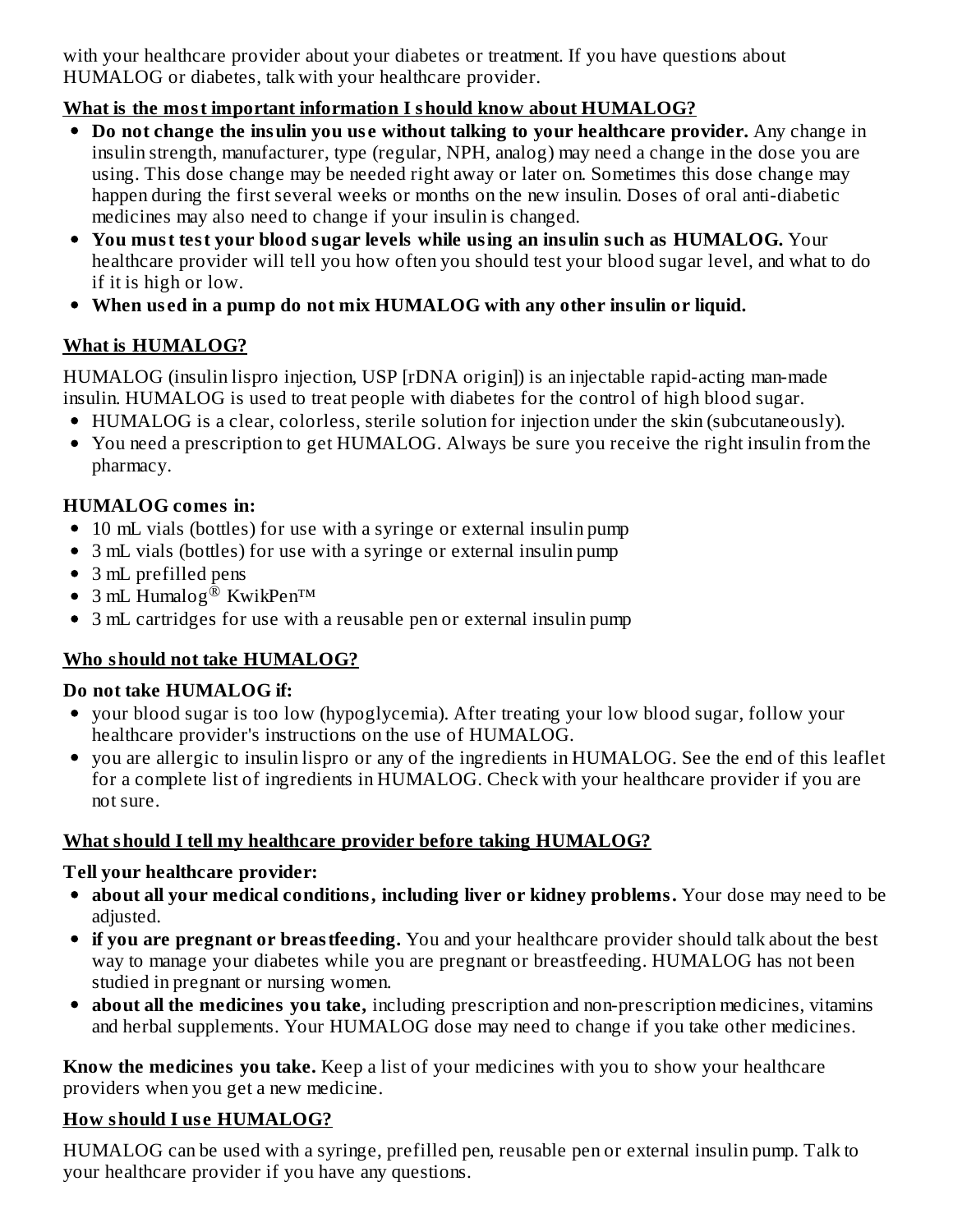with your healthcare provider about your diabetes or treatment. If you have questions about HUMALOG or diabetes, talk with your healthcare provider.

## What is the most important information I should know about HUMALOG?

- **Do not change the insulin you use without talking to your healthcare provider.** Any change in insulin strength, manufacturer, type (regular, NPH, analog) may need a change in the dose you are using. This dose change may be needed right away or later on. Sometimes this dose change may happen during the first several weeks or months on the new insulin. Doses of oral anti-diabetic medicines may also need to change if your insulin is changed.
- **You must test your blood sugar levels while using an insulin such as HUMALOG.** Your healthcare provider will tell you how often you should test your blood sugar level, and what to do if it is high or low.
- **When used in a pump do not mix HUMALOG with any other insulin or liquid.**

## What is HUMALOG?

HUMALOG (insulin lispro injection, USP [rDNA origin]) is an injectable rapid-acting man-made insulin. HUMALOG is used to treat people with diabetes for the control of high blood sugar.

- HUMALOG is a clear, colorless, sterile solution for injection under the skin (subcutaneously).
- You need a prescription to get HUMALOG. Always be sure you receive the right insulin from the pharmacy.

**HUMALOG comes in:**

- 10 mL vials (bottles) for use with a syringe or external insulin pump
- 3 mL vials (bottles) for use with a syringe or external insulin pump
- 3 mL prefilled pens
- 3 mL Humalog® KwikPen™
- 3 mL cartridges for use with a reusable pen or external insulin pump

## Who should not take HUMALOG?

**Do not take HUMALOG if:**

- your blood sugar is too low (hypoglycemia). After treating your low blood sugar, follow your healthcare provider's instructions on the use of HUMALOG.
- you are allergic to insulin lispro or any of the ingredients in HUMALOG. See the end of this leaflet for a complete list of ingredients in HUMALOG. Check with your healthcare provider if you are not sure.

## What should I tell my healthcare provider before taking HUMALOG?

**Tell your healthcare provider:**

- **about all your medical conditions, including liver or kidney problems.** Your dose may need to be adjusted.
- **if you are pregnant or breastfeeding.** You and your healthcare provider should talk about the best way to manage your diabetes while you are pregnant or breastfeeding. HUMALOG has not been studied in pregnant or nursing women.
- **about all the medicines you take,** including prescription and non-prescription medicines, vitamins and herbal supplements. Your HUMALOG dose may need to change if you take other medicines.

**Know the medicines you take.** Keep a list of your medicines with you to show your healthcare providers when you get a new medicine.

## How should I use HUMALOG?

HUMALOG can be used with a syringe, prefilled pen, reusable pen or external insulin pump. Talk to your healthcare provider if you have any questions.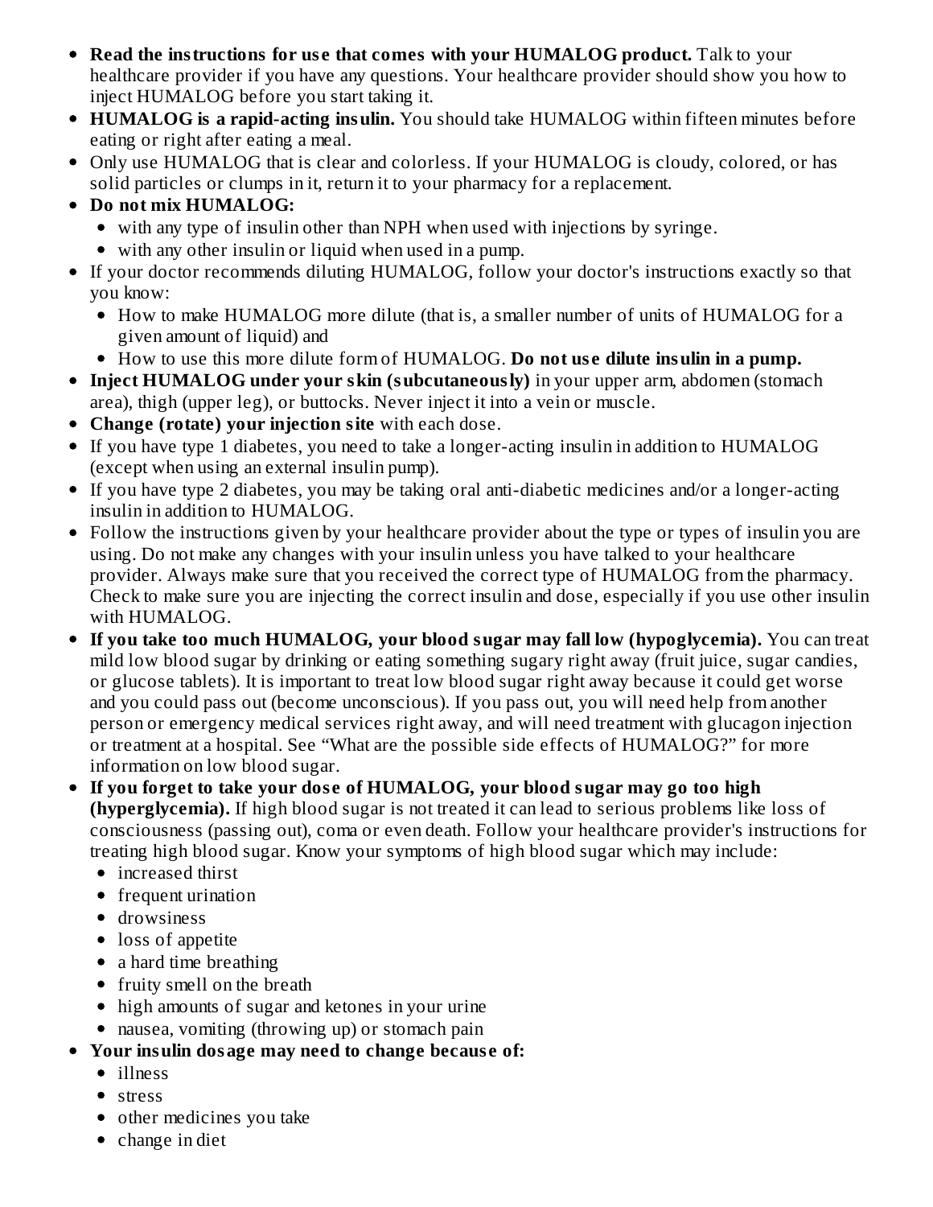- **Read the instructions for use that comes with your HUMALOG product.** Talk to your healthcare provider if you have any questions. Your healthcare provider should show you how to inject HUMALOG before you start taking it.
- **HUMALOG is a rapid-acting insulin.** You should take HUMALOG within fifteen minutes before eating or right after eating a meal.
- Only use HUMALOG that is clear and colorless. If your HUMALOG is cloudy, colored, or has solid particles or clumps in it, return it to your pharmacy for a replacement.
- **Do not mix HUMALOG:**
  - with any type of insulin other than NPH when used with injections by syringe.
  - with any other insulin or liquid when used in a pump.
- If your doctor recommends diluting HUMALOG, follow your doctor's instructions exactly so that you know:
  - How to make HUMALOG more dilute (that is, a smaller number of units of HUMALOG for a given amount of liquid) and
  - How to use this more dilute form of HUMALOG. **Do not use dilute insulin in a pump.**
- **Inject HUMALOG under your skin (subcutaneously)** in your upper arm, abdomen (stomach area), thigh (upper leg), or buttocks. Never inject it into a vein or muscle.
- **Change (rotate) your injection site** with each dose.
- If you have type 1 diabetes, you need to take a longer-acting insulin in addition to HUMALOG (except when using an external insulin pump).
- If you have type 2 diabetes, you may be taking oral anti-diabetic medicines and/or a longer-acting insulin in addition to HUMALOG.
- Follow the instructions given by your healthcare provider about the type or types of insulin you are using. Do not make any changes with your insulin unless you have talked to your healthcare provider. Always make sure that you received the correct type of HUMALOG from the pharmacy. Check to make sure you are injecting the correct insulin and dose, especially if you use other insulin with HUMALOG.
- **If you take too much HUMALOG, your blood sugar may fall low (hypoglycemia).** You can treat mild low blood sugar by drinking or eating something sugary right away (fruit juice, sugar candies, or glucose tablets). It is important to treat low blood sugar right away because it could get worse and you could pass out (become unconscious). If you pass out, you will need help from another person or emergency medical services right away, and will need treatment with glucagon injection or treatment at a hospital. See "What are the possible side effects of HUMALOG?" for more information on low blood sugar.
- **If you forget to take your dose of HUMALOG, your blood sugar may go too high (hyperglycemia).** If high blood sugar is not treated it can lead to serious problems like loss of consciousness (passing out), coma or even death. Follow your healthcare provider's instructions for treating high blood sugar. Know your symptoms of high blood sugar which may include:
  - increased thirst
  - frequent urination
  - drowsiness
  - loss of appetite
  - a hard time breathing
  - fruity smell on the breath
  - high amounts of sugar and ketones in your urine
  - nausea, vomiting (throwing up) or stomach pain
- **Your insulin dosage may need to change because of:**
  - illness
  - stress
  - other medicines you take
  - change in diet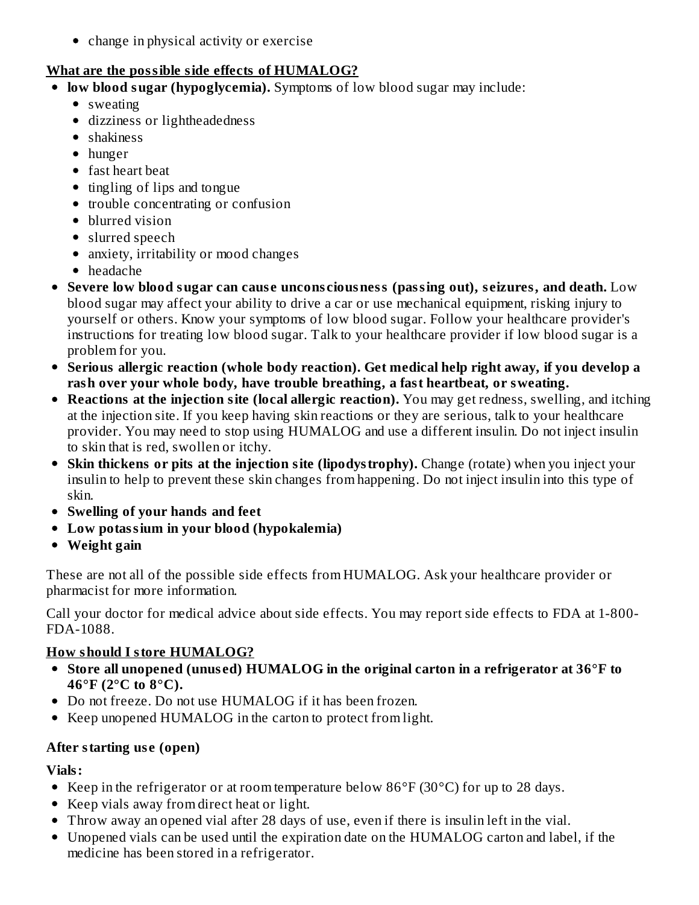- change in physical activity or exercise

**What are the possible side effects of HUMALOG?**

- **low blood sugar (hypoglycemia).** Symptoms of low blood sugar may include:
  - sweating
  - dizziness or lightheadedness
  - shakiness
  - hunger
  - fast heart beat
  - tingling of lips and tongue
  - trouble concentrating or confusion
  - blurred vision
  - slurred speech
  - anxiety, irritability or mood changes
  - headache
- **Severe low blood sugar can cause unconsciousness (passing out), seizures, and death.** Low blood sugar may affect your ability to drive a car or use mechanical equipment, risking injury to yourself or others. Know your symptoms of low blood sugar. Follow your healthcare provider's instructions for treating low blood sugar. Talk to your healthcare provider if low blood sugar is a problem for you.
- **Serious allergic reaction (whole body reaction). Get medical help right away, if you develop a rash over your whole body, have trouble breathing, a fast heartbeat, or sweating.**
- **Reactions at the injection site (local allergic reaction).** You may get redness, swelling, and itching at the injection site. If you keep having skin reactions or they are serious, talk to your healthcare provider. You may need to stop using HUMALOG and use a different insulin. Do not inject insulin to skin that is red, swollen or itchy.
- **Skin thickens or pits at the injection site (lipodystrophy).** Change (rotate) when you inject your insulin to help to prevent these skin changes from happening. Do not inject insulin into this type of skin.
- **Swelling of your hands and feet**
- **Low potassium in your blood (hypokalemia)**
- **Weight gain**

These are not all of the possible side effects from HUMALOG. Ask your healthcare provider or pharmacist for more information.

Call your doctor for medical advice about side effects. You may report side effects to FDA at 1-800-FDA-1088.

**How should I store HUMALOG?**

- **Store all unopened (unused) HUMALOG in the original carton in a refrigerator at 36°F to 46°F (2°C to 8°C).**
- Do not freeze. Do not use HUMALOG if it has been frozen.
- Keep unopened HUMALOG in the carton to protect from light.

**After starting use (open)**

**Vials:**

- Keep in the refrigerator or at room temperature below 86°F (30°C) for up to 28 days.
- Keep vials away from direct heat or light.
- Throw away an opened vial after 28 days of use, even if there is insulin left in the vial.
- Unopened vials can be used until the expiration date on the HUMALOG carton and label, if the medicine has been stored in a refrigerator.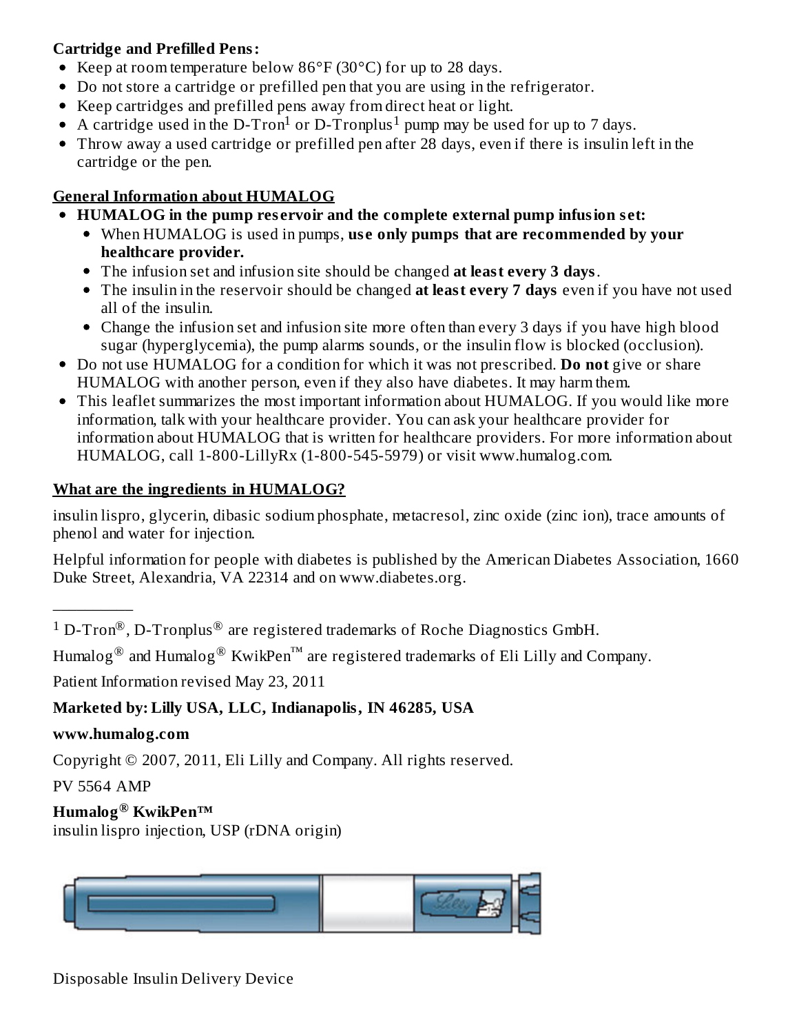**Cartridge and Prefilled Pens:**

- Keep at room temperature below 86°F (30°C) for up to 28 days.
- Do not store a cartridge or prefilled pen that you are using in the refrigerator.
- Keep cartridges and prefilled pens away from direct heat or light.
- A cartridge used in the D-Tron[1] or D-Tronplus[1] pump may be used for up to 7 days.
- Throw away a used cartridge or prefilled pen after 28 days, even if there is insulin left in the cartridge or the pen.

**General Information about HUMALOG**

- **HUMALOG in the pump reservoir and the complete external pump infusion set:**
  - When HUMALOG is used in pumps, **use only pumps that are recommended by your healthcare provider.**
  - The infusion set and infusion site should be changed **at least every 3 days**.
  - The insulin in the reservoir should be changed **at least every 7 days** even if you have not used all of the insulin.
  - Change the infusion set and infusion site more often than every 3 days if you have high blood sugar (hyperglycemia), the pump alarms sounds, or the insulin flow is blocked (occlusion).
- Do not use HUMALOG for a condition for which it was not prescribed. **Do not** give or share HUMALOG with another person, even if they also have diabetes. It may harm them.
- This leaflet summarizes the most important information about HUMALOG. If you would like more information, talk with your healthcare provider. You can ask your healthcare provider for information about HUMALOG that is written for healthcare providers. For more information about HUMALOG, call 1-800-LillyRx (1-800-545-5979) or visit www.humalog.com.

**What are the ingredients in HUMALOG?**

insulin lispro, glycerin, dibasic sodium phosphate, metacresol, zinc oxide (zinc ion), trace amounts of phenol and water for injection.

Helpful information for people with diabetes is published by the American Diabetes Association, 1660 Duke Street, Alexandria, VA 22314 and on www.diabetes.org.

---

[1] D-Tron®, D-Tronplus® are registered trademarks of Roche Diagnostics GmbH.

Humalog® and Humalog® KwikPen™ are registered trademarks of Eli Lilly and Company.

Patient Information revised May 23, 2011

**Marketed by: Lilly USA, LLC, Indianapolis, IN 46285, USA**

**www.humalog.com**

Copyright © 2007, 2011, Eli Lilly and Company. All rights reserved.

PV 5564 AMP

**Humalog® KwikPen™**

insulin lispro injection, USP (rDNA origin)

Disposable Insulin Delivery Device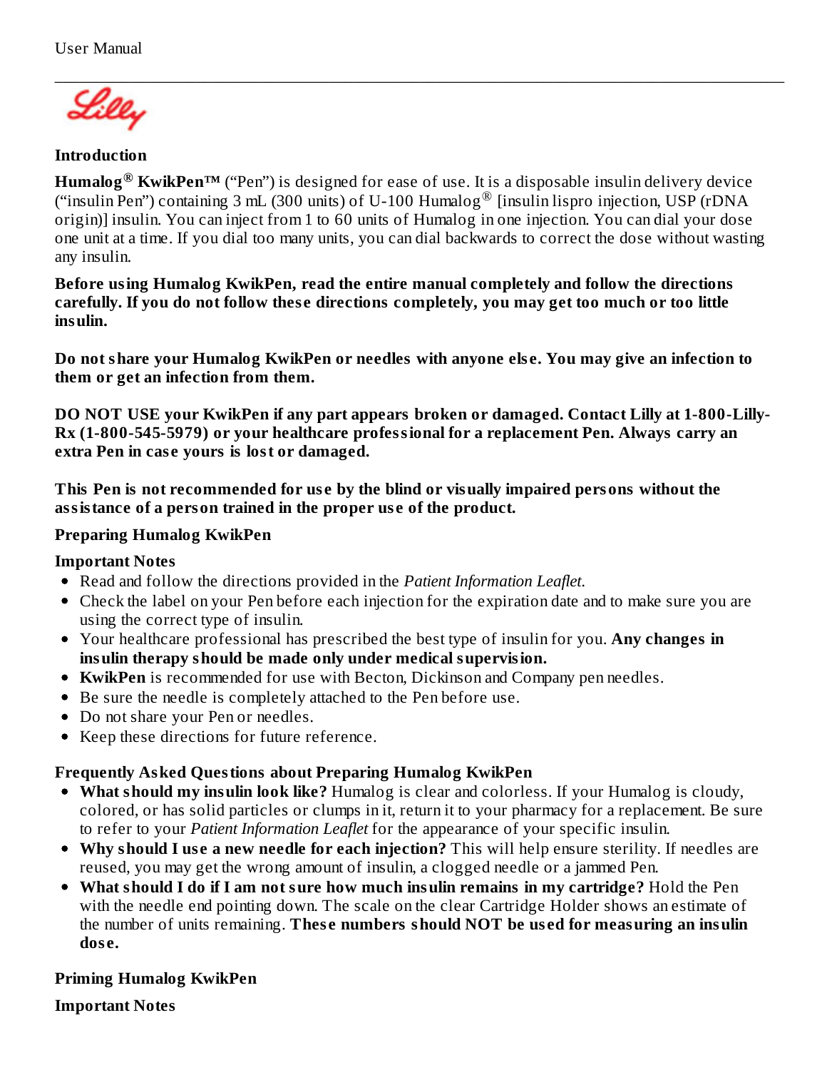## Introduction

**Humalog® KwikPen™** ("Pen") is designed for ease of use. It is a disposable insulin delivery device ("insulin Pen") containing 3 mL (300 units) of U-100 Humalog® [insulin lispro injection, USP (rDNA origin)] insulin. You can inject from 1 to 60 units of Humalog in one injection. You can dial your dose one unit at a time. If you dial too many units, you can dial backwards to correct the dose without wasting any insulin.

**Before using Humalog KwikPen, read the entire manual completely and follow the directions carefully. If you do not follow these directions completely, you may get too much or too little insulin.**

**Do not share your Humalog KwikPen or needles with anyone else. You may give an infection to them or get an infection from them.**

**DO NOT USE your KwikPen if any part appears broken or damaged. Contact Lilly at 1-800-Lilly-Rx (1-800-545-5979) or your healthcare professional for a replacement Pen. Always carry an extra Pen in case yours is lost or damaged.**

**This Pen is not recommended for use by the blind or visually impaired persons without the assistance of a person trained in the proper use of the product.**

## Preparing Humalog KwikPen

### Important Notes

- Read and follow the directions provided in the *Patient Information Leaflet.*
- Check the label on your Pen before each injection for the expiration date and to make sure you are using the correct type of insulin.
- Your healthcare professional has prescribed the best type of insulin for you. **Any changes in insulin therapy should be made only under medical supervision.**
- **KwikPen** is recommended for use with Becton, Dickinson and Company pen needles.
- Be sure the needle is completely attached to the Pen before use.
- Do not share your Pen or needles.
- Keep these directions for future reference.

### Frequently Asked Questions about Preparing Humalog KwikPen

- **What should my insulin look like?** Humalog is clear and colorless. If your Humalog is cloudy, colored, or has solid particles or clumps in it, return it to your pharmacy for a replacement. Be sure to refer to your *Patient Information Leaflet* for the appearance of your specific insulin.
- **Why should I use a new needle for each injection?** This will help ensure sterility. If needles are reused, you may get the wrong amount of insulin, a clogged needle or a jammed Pen.
- **What should I do if I am not sure how much insulin remains in my cartridge?** Hold the Pen with the needle end pointing down. The scale on the clear Cartridge Holder shows an estimate of the number of units remaining. **These numbers should NOT be used for measuring an insulin dose.**

## Priming Humalog KwikPen

### Important Notes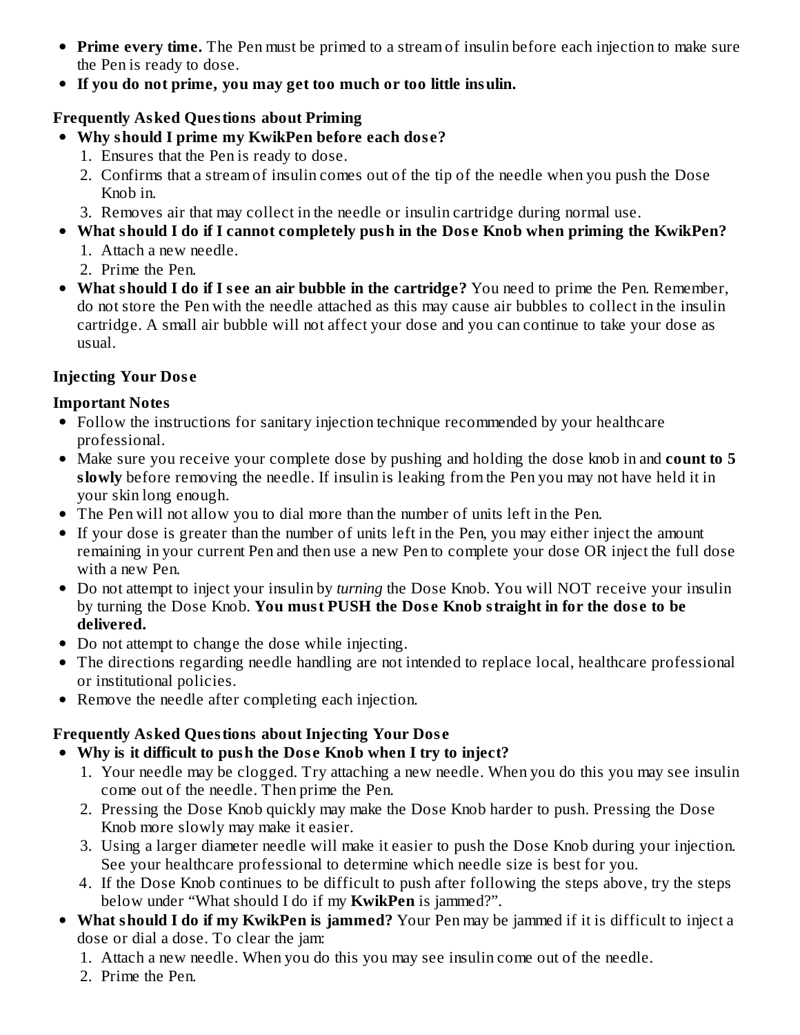- **Prime every time.** The Pen must be primed to a stream of insulin before each injection to make sure the Pen is ready to dose.
- **If you do not prime, you may get too much or too little insulin.**

**Frequently Asked Questions about Priming**

- **Why should I prime my KwikPen before each dose?**
  1. Ensures that the Pen is ready to dose.
  2. Confirms that a stream of insulin comes out of the tip of the needle when you push the Dose Knob in.
  3. Removes air that may collect in the needle or insulin cartridge during normal use.
- **What should I do if I cannot completely push in the Dose Knob when priming the KwikPen?**
  1. Attach a new needle.
  2. Prime the Pen.
- **What should I do if I see an air bubble in the cartridge?** You need to prime the Pen. Remember, do not store the Pen with the needle attached as this may cause air bubbles to collect in the insulin cartridge. A small air bubble will not affect your dose and you can continue to take your dose as usual.

**Injecting Your Dose**

**Important Notes**

- Follow the instructions for sanitary injection technique recommended by your healthcare professional.
- Make sure you receive your complete dose by pushing and holding the dose knob in and **count to 5 slowly** before removing the needle. If insulin is leaking from the Pen you may not have held it in your skin long enough.
- The Pen will not allow you to dial more than the number of units left in the Pen.
- If your dose is greater than the number of units left in the Pen, you may either inject the amount remaining in your current Pen and then use a new Pen to complete your dose OR inject the full dose with a new Pen.
- Do not attempt to inject your insulin by *turning* the Dose Knob. You will NOT receive your insulin by turning the Dose Knob. **You must PUSH the Dose Knob straight in for the dose to be delivered.**
- Do not attempt to change the dose while injecting.
- The directions regarding needle handling are not intended to replace local, healthcare professional or institutional policies.
- Remove the needle after completing each injection.

**Frequently Asked Questions about Injecting Your Dose**

- **Why is it difficult to push the Dose Knob when I try to inject?**
  1. Your needle may be clogged. Try attaching a new needle. When you do this you may see insulin come out of the needle. Then prime the Pen.
  2. Pressing the Dose Knob quickly may make the Dose Knob harder to push. Pressing the Dose Knob more slowly may make it easier.
  3. Using a larger diameter needle will make it easier to push the Dose Knob during your injection. See your healthcare professional to determine which needle size is best for you.
  4. If the Dose Knob continues to be difficult to push after following the steps above, try the steps below under "What should I do if my **KwikPen** is jammed?".
- **What should I do if my KwikPen is jammed?** Your Pen may be jammed if it is difficult to inject a dose or dial a dose. To clear the jam:
  1. Attach a new needle. When you do this you may see insulin come out of the needle.
  2. Prime the Pen.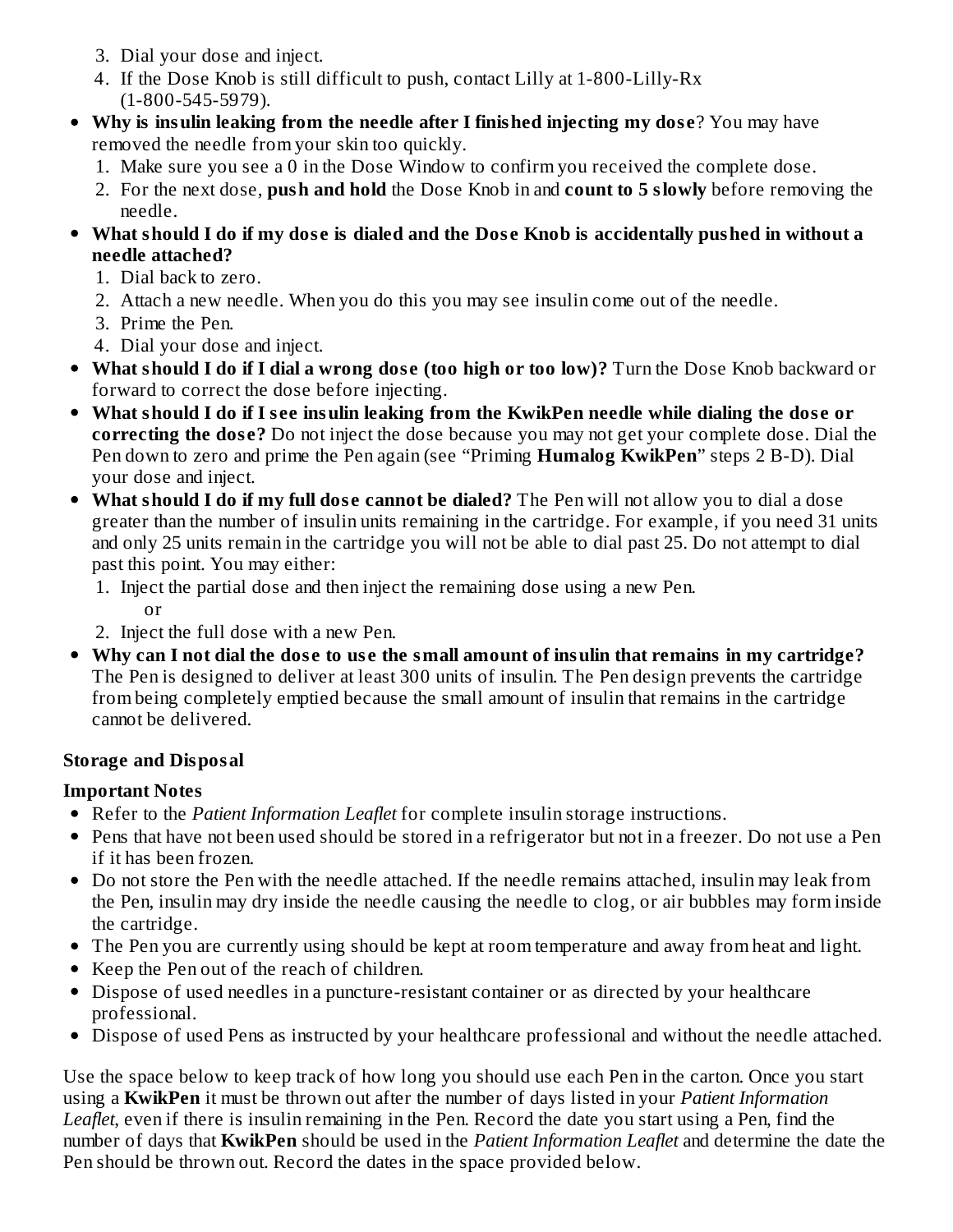3. Dial your dose and inject.
4. If the Dose Knob is still difficult to push, contact Lilly at 1-800-Lilly-Rx (1-800-545-5979).

- **Why is insulin leaking from the needle after I finished injecting my dose**? You may have removed the needle from your skin too quickly.
    1. Make sure you see a 0 in the Dose Window to confirm you received the complete dose.
    2. For the next dose, **push and hold** the Dose Knob in and **count to 5 slowly** before removing the needle.
- **What should I do if my dose is dialed and the Dose Knob is accidentally pushed in without a needle attached?**
    1. Dial back to zero.
    2. Attach a new needle. When you do this you may see insulin come out of the needle.
    3. Prime the Pen.
    4. Dial your dose and inject.
- **What should I do if I dial a wrong dose (too high or too low)?** Turn the Dose Knob backward or forward to correct the dose before injecting.
- **What should I do if I see insulin leaking from the KwikPen needle while dialing the dose or correcting the dose?** Do not inject the dose because you may not get your complete dose. Dial the Pen down to zero and prime the Pen again (see "Priming **Humalog KwikPen**" steps 2 B-D). Dial your dose and inject.
- **What should I do if my full dose cannot be dialed?** The Pen will not allow you to dial a dose greater than the number of insulin units remaining in the cartridge. For example, if you need 31 units and only 25 units remain in the cartridge you will not be able to dial past 25. Do not attempt to dial past this point. You may either:
    1. Inject the partial dose and then inject the remaining dose using a new Pen.
       or
    2. Inject the full dose with a new Pen.
- **Why can I not dial the dose to use the small amount of insulin that remains in my cartridge?** The Pen is designed to deliver at least 300 units of insulin. The Pen design prevents the cartridge from being completely emptied because the small amount of insulin that remains in the cartridge cannot be delivered.

**Storage and Disposal**

**Important Notes**

- Refer to the *Patient Information Leaflet* for complete insulin storage instructions.
- Pens that have not been used should be stored in a refrigerator but not in a freezer. Do not use a Pen if it has been frozen.
- Do not store the Pen with the needle attached. If the needle remains attached, insulin may leak from the Pen, insulin may dry inside the needle causing the needle to clog, or air bubbles may form inside the cartridge.
- The Pen you are currently using should be kept at room temperature and away from heat and light.
- Keep the Pen out of the reach of children.
- Dispose of used needles in a puncture-resistant container or as directed by your healthcare professional.
- Dispose of used Pens as instructed by your healthcare professional and without the needle attached.

Use the space below to keep track of how long you should use each Pen in the carton. Once you start using a **KwikPen** it must be thrown out after the number of days listed in your *Patient Information Leaflet*, even if there is insulin remaining in the Pen. Record the date you start using a Pen, find the number of days that **KwikPen** should be used in the *Patient Information Leaflet* and determine the date the Pen should be thrown out. Record the dates in the space provided below.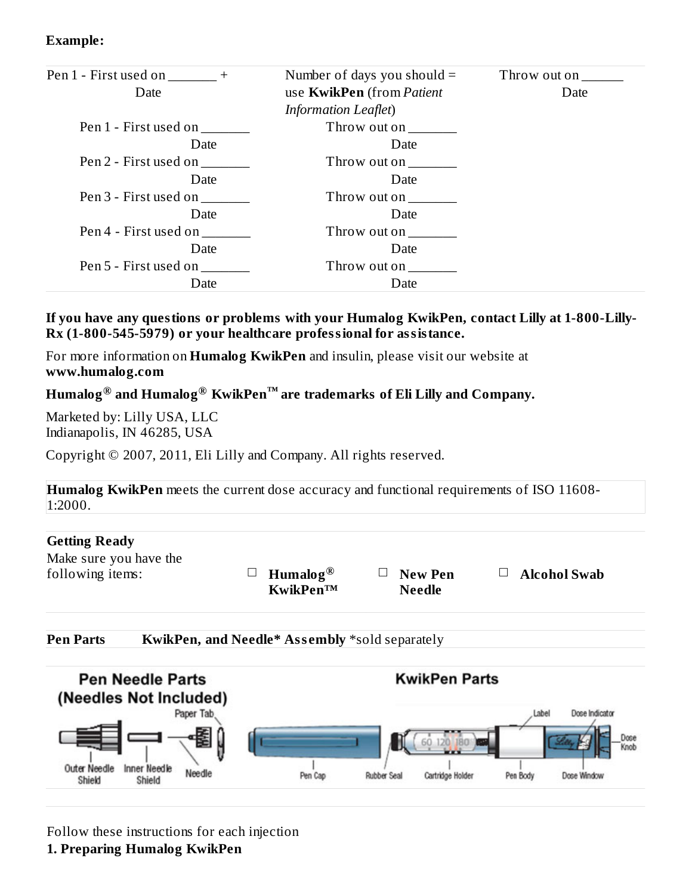**Example:**

| Pen 1 - First used on _______ + Date | Number of days you should = use **KwikPen** (from *Patient Information Leaflet*) | Throw out on ______ Date |
|---|---|---|
| Pen 1 - First used on _______ Date | Throw out on _______ Date | |
| Pen 2 - First used on _______ Date | Throw out on _______ Date | |
| Pen 3 - First used on _______ Date | Throw out on _______ Date | |
| Pen 4 - First used on _______ Date | Throw out on _______ Date | |
| Pen 5 - First used on _______ Date | Throw out on _______ Date | |

**If you have any questions or problems with your Humalog KwikPen, contact Lilly at 1-800-Lilly-Rx (1-800-545-5979) or your healthcare professional for assistance.**

For more information on **Humalog KwikPen** and insulin, please visit our website at **www.humalog.com**

**Humalog® and Humalog® KwikPen™ are trademarks of Eli Lilly and Company.**

Marketed by: Lilly USA, LLC
Indianapolis, IN 46285, USA

Copyright © 2007, 2011, Eli Lilly and Company. All rights reserved.

**Humalog KwikPen** meets the current dose accuracy and functional requirements of ISO 11608-1:2000.

**Getting Ready**

Make sure you have the following items:

- ☐ **Humalog® KwikPen™**
- ☐ **New Pen Needle**
- ☐ **Alcohol Swab**

**Pen Parts** **KwikPen, and Needle* Assembly** *sold separately

**Pen Needle Parts (Needles Not Included)**

Outer Needle Shield, Inner Needle Shield, Needle, Paper Tab

**KwikPen Parts**

Pen Cap, Rubber Seal, Cartridge Holder, Label, Pen Body, Dose Indicator, Dose Window, Dose Knob

Follow these instructions for each injection

**1. Preparing Humalog KwikPen**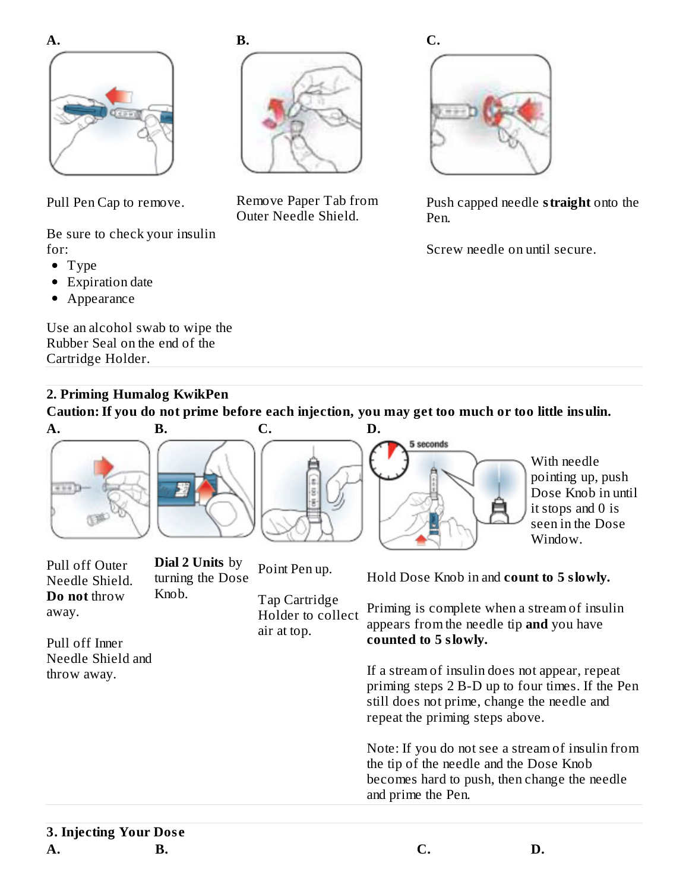**A.**

Pull Pen Cap to remove.

Be sure to check your insulin for:

- Type
- Expiration date
- Appearance

Use an alcohol swab to wipe the Rubber Seal on the end of the Cartridge Holder.

**B.**

Remove Paper Tab from Outer Needle Shield.

**C.**

Push capped needle **straight** onto the Pen.

Screw needle on until secure.

**2. Priming Humalog KwikPen**

**Caution: If you do not prime before each injection, you may get too much or too little insulin.**

**A.**

Pull off Outer Needle Shield. **Do not** throw away.

Pull off Inner Needle Shield and throw away.

**B.**

**Dial 2 Units** by turning the Dose Knob.

**C.**

Point Pen up.

Tap Cartridge Holder to collect air at top.

**D.**

5 seconds

With needle pointing up, push Dose Knob in until it stops and 0 is seen in the Dose Window.

Hold Dose Knob in and **count to 5 slowly.**

Priming is complete when a stream of insulin appears from the needle tip **and** you have **counted to 5 slowly.**

If a stream of insulin does not appear, repeat priming steps 2 B-D up to four times. If the Pen still does not prime, change the needle and repeat the priming steps above.

Note: If you do not see a stream of insulin from the tip of the needle and the Dose Knob becomes hard to push, then change the needle and prime the Pen.

**3. Injecting Your Dose**

**A.** **B.** **C.** **D.**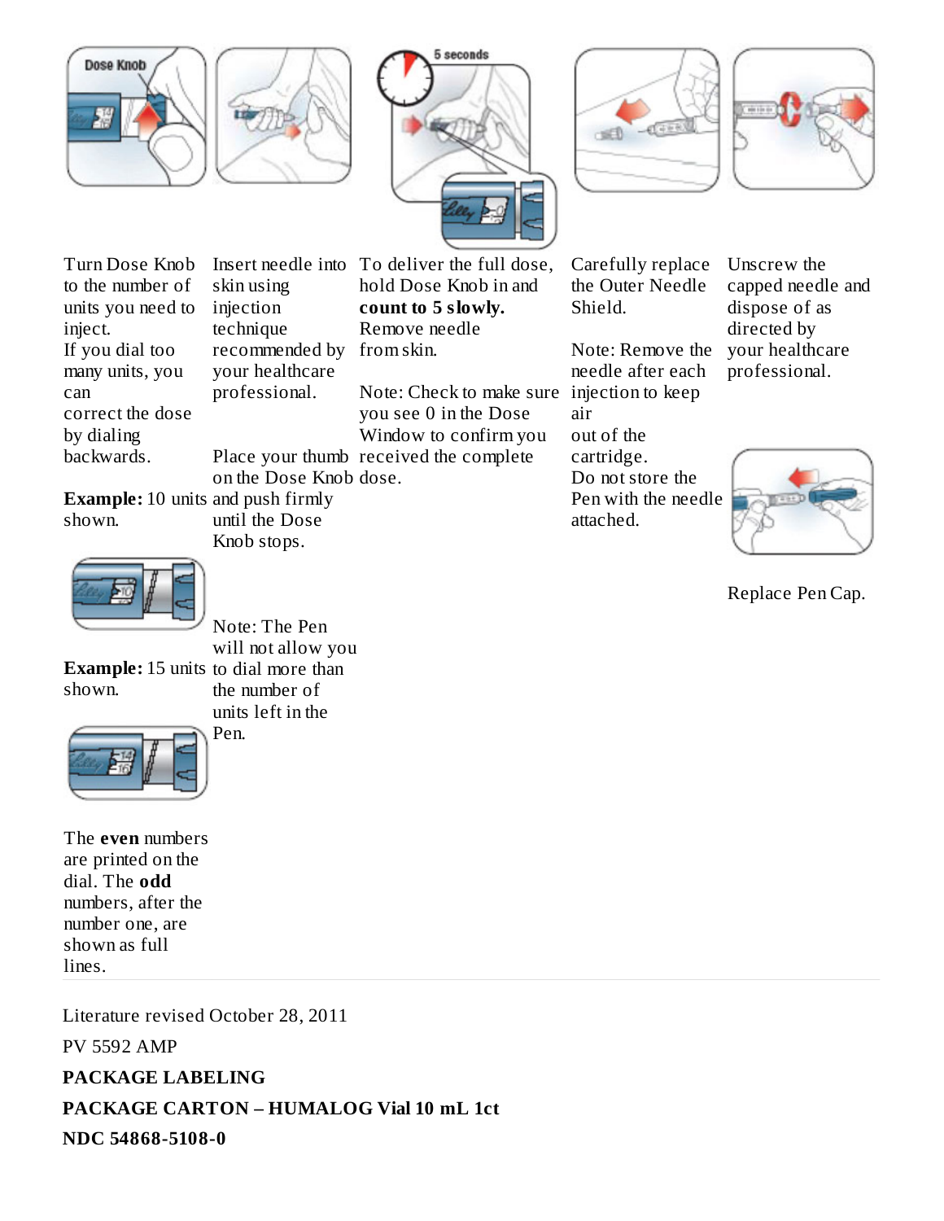Turn Dose Knob to the number of units you need to inject.
If you dial too many units, you can correct the dose by dialing backwards.

**Example:** 10 units shown.

**Example:** 15 units shown.

The **even** numbers are printed on the dial. The **odd** numbers, after the number one, are shown as full lines.

Insert needle into skin using injection technique recommended by your healthcare professional.

Place your thumb on the Dose Knob and push firmly until the Dose Knob stops.

Note: The Pen will not allow you to dial more than the number of units left in the Pen.

To deliver the full dose, hold Dose Knob in and **count to 5 slowly.** Remove needle from skin.

Note: Check to make sure you see 0 in the Dose Window to confirm you received the complete dose.

Carefully replace the Outer Needle Shield.

Note: Remove the needle after each injection to keep air out of the cartridge.
Do not store the Pen with the needle attached.

Unscrew the capped needle and dispose of as directed by your healthcare professional.

Replace Pen Cap.

Literature revised October 28, 2011

PV 5592 AMP

**PACKAGE LABELING**

**PACKAGE CARTON – HUMALOG Vial 10 mL 1ct**

**NDC 54868-5108-0**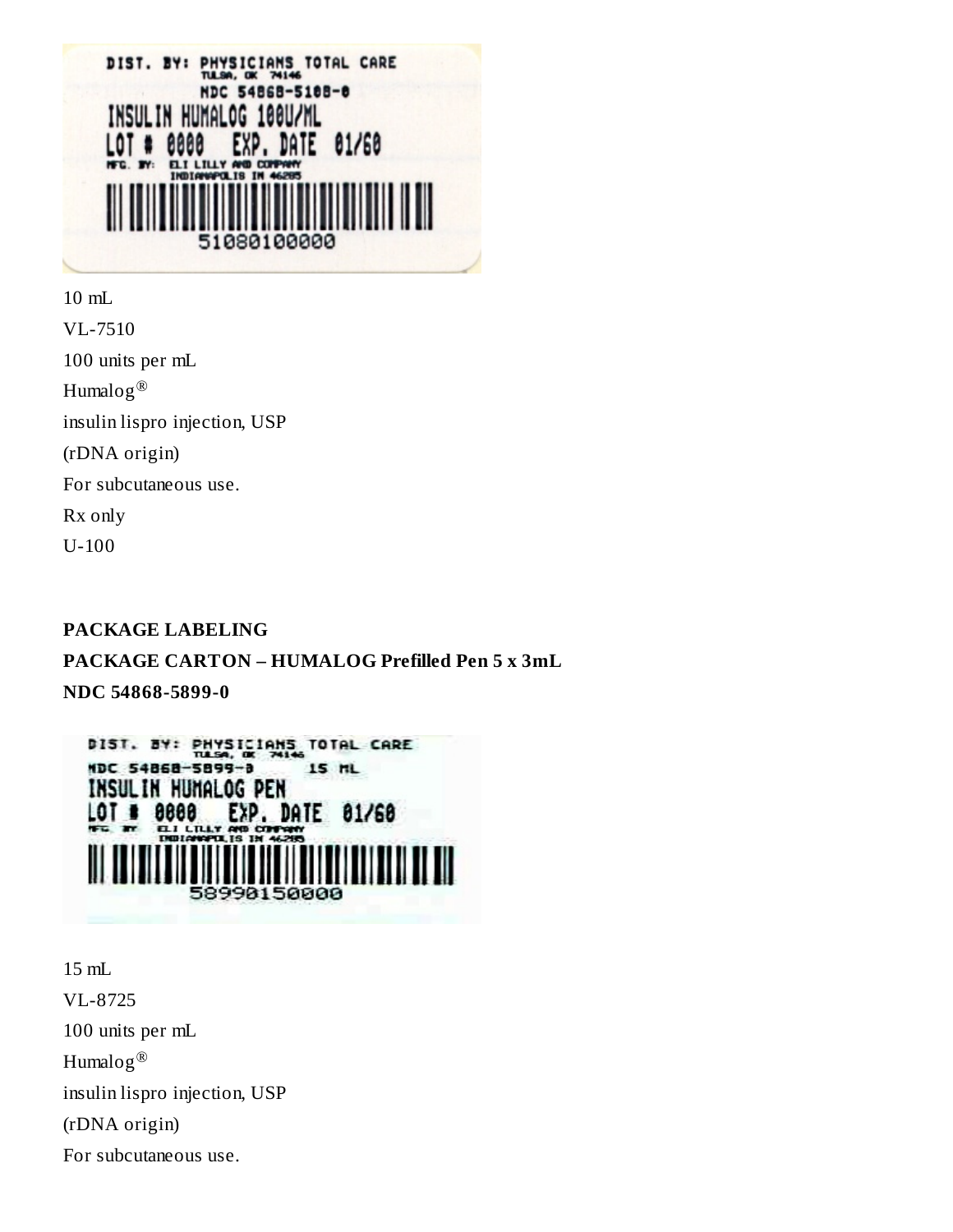DIST. BY: PHYSICIANS TOTAL CARE
TULSA, OK 74146
NDC 54868-5108-0
INSULIN HUMALOG 100U/ML
LOT # 0000 EXP. DATE 01/60
MFG. BY: ELI LILLY AND COMPANY
INDIANAPOLIS IN 46285
51080100000

10 mL

VL-7510

100 units per mL

Humalog®

insulin lispro injection, USP

(rDNA origin)

For subcutaneous use.

Rx only

U-100

**PACKAGE LABELING**

**PACKAGE CARTON – HUMALOG Prefilled Pen 5 x 3mL**

**NDC 54868-5899-0**

DIST. BY: PHYSICIANS TOTAL CARE
TULSA, OK 74146
NDC 54868-5899-0 15 ML
INSULIN HUMALOG PEN
LOT # 0000 EXP. DATE 01/60
MFG. BY: ELI LILLY AND COMPANY
INDIANAPOLIS IN 46285
58990150000

15 mL

VL-8725

100 units per mL

Humalog®

insulin lispro injection, USP

(rDNA origin)

For subcutaneous use.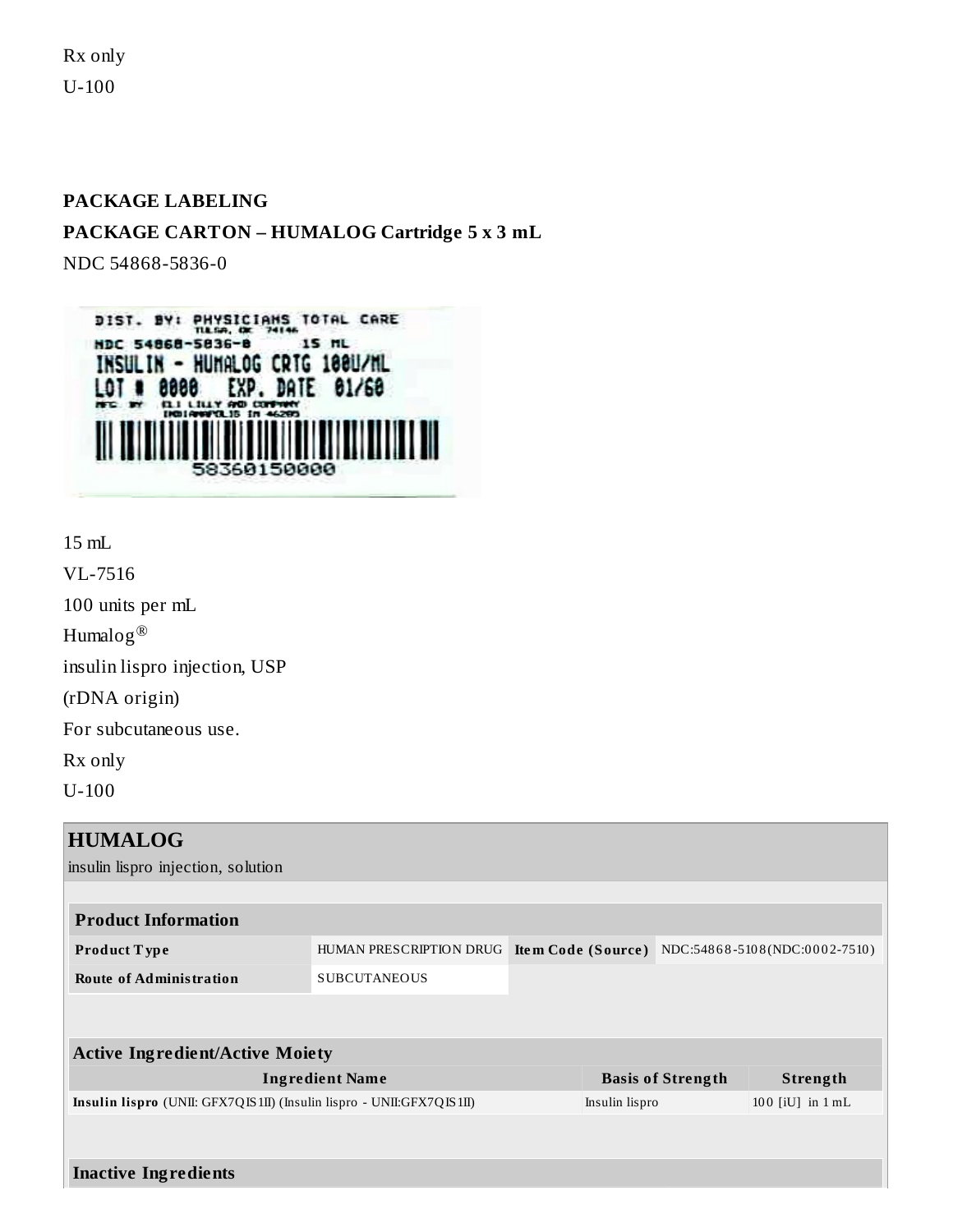Rx only

U-100

**PACKAGE LABELING**

**PACKAGE CARTON – HUMALOG Cartridge 5 x 3 mL**

NDC 54868-5836-0

DIST. BY: PHYSICIANS TOTAL CARE
TULSA, OK 74146
NDC 54868-5836-0 15 ML
INSULIN - HUMALOG CRTG 100U/ML
LOT # 0000 EXP. DATE 01/60
MFG BY ELI LILLY AND COMPANY
INDIANAPOLIS IN 46285
58360150000

15 mL

VL-7516

100 units per mL

Humalog®

insulin lispro injection, USP

(rDNA origin)

For subcutaneous use.

Rx only

U-100

| **HUMALOG** | | | |
|---|---|---|---|
| insulin lispro injection, solution | | | |

| **Product Information** | | | |
|---|---|---|---|
| **Product Type** | HUMAN PRESCRIPTION DRUG | **Item Code (Source)** | NDC:54868-5108(NDC:0002-7510) |
| **Route of Administration** | SUBCUTANEOUS | | |

| **Active Ingredient/Active Moiety** | | |
|---|---|---|
| **Ingredient Name** | **Basis of Strength** | **Strength** |
| **Insulin lispro** (UNII: GFX7QIS1II) (Insulin lispro - UNII:GFX7QIS1II) | Insulin lispro | 100 [iU] in 1 mL |

**Inactive Ingredients**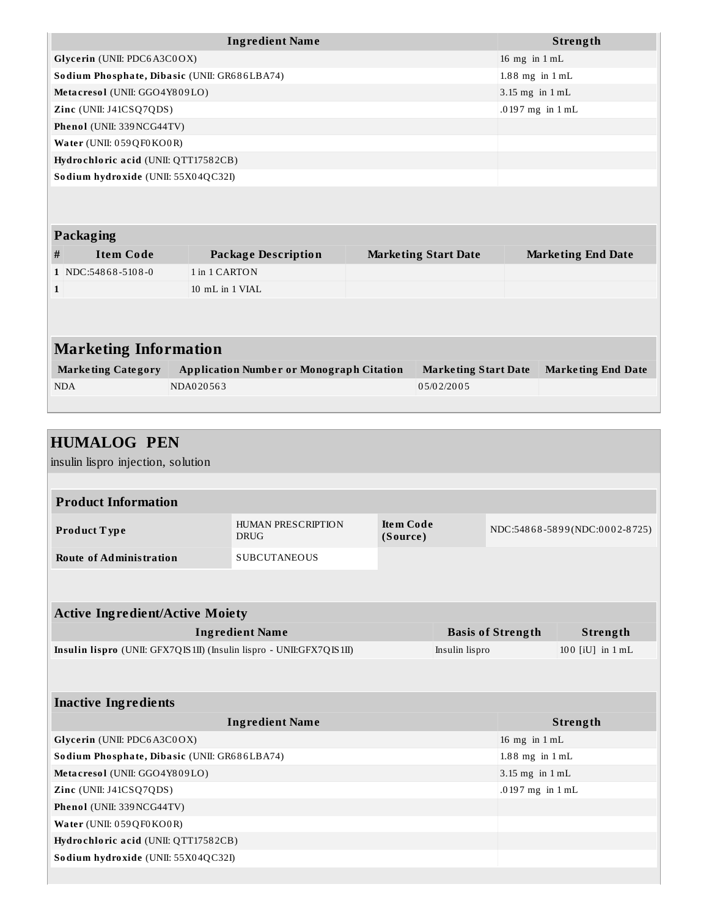| Ingredient Name | Strength |
|---|---|
| **Glycerin** (UNII: PDC6A3C0OX) | 16 mg in 1 mL |
| **Sodium Phosphate, Dibasic** (UNII: GR686LBA74) | 1.88 mg in 1 mL |
| **Metacresol** (UNII: GGO4Y809LO) | 3.15 mg in 1 mL |
| **Zinc** (UNII: J41CSQ7QDS) | .0197 mg in 1 mL |
| **Phenol** (UNII: 339NCG44TV) | |
| **Water** (UNII: 059QF0KO0R) | |
| **Hydrochloric acid** (UNII: QTT17582CB) | |
| **Sodium hydroxide** (UNII: 55X04QC32I) | |

### Packaging

| # | Item Code | Package Description | Marketing Start Date | Marketing End Date |
|---|---|---|---|---|
| 1 | NDC:54868-5108-0 | 1 in 1 CARTON | | |
| 1 | | 10 mL in 1 VIAL | | |

## Marketing Information

| Marketing Category | Application Number or Monograph Citation | Marketing Start Date | Marketing End Date |
|---|---|---|---|
| NDA | NDA020563 | 05/02/2005 | |

## HUMALOG PEN

insulin lispro injection, solution

### Product Information

| | | | |
|---|---|---|---|
| **Product Type** | HUMAN PRESCRIPTION DRUG | **Item Code (Source)** | NDC:54868-5899(NDC:0002-8725) |
| **Route of Administration** | SUBCUTANEOUS | | |

### Active Ingredient/Active Moiety

| Ingredient Name | Basis of Strength | Strength |
|---|---|---|
| **Insulin lispro** (UNII: GFX7QIS1II) (Insulin lispro - UNII:GFX7QIS1II) | Insulin lispro | 100 [iU] in 1 mL |

### Inactive Ingredients

| Ingredient Name | Strength |
|---|---|
| **Glycerin** (UNII: PDC6A3C0OX) | 16 mg in 1 mL |
| **Sodium Phosphate, Dibasic** (UNII: GR686LBA74) | 1.88 mg in 1 mL |
| **Metacresol** (UNII: GGO4Y809LO) | 3.15 mg in 1 mL |
| **Zinc** (UNII: J41CSQ7QDS) | .0197 mg in 1 mL |
| **Phenol** (UNII: 339NCG44TV) | |
| **Water** (UNII: 059QF0KO0R) | |
| **Hydrochloric acid** (UNII: QTT17582CB) | |
| **Sodium hydroxide** (UNII: 55X04QC32I) | |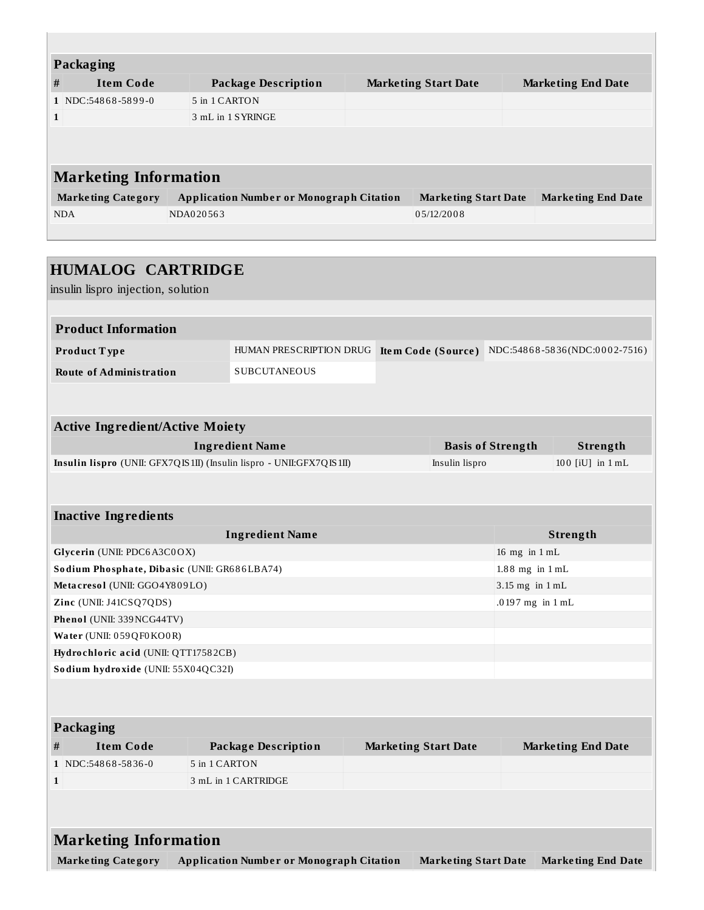### Packaging

| # | Item Code | Package Description | Marketing Start Date | Marketing End Date |
|---|---|---|---|---|
| 1 | NDC:54868-5899-0 | 5 in 1 CARTON | | |
| 1 | | 3 mL in 1 SYRINGE | | |

### Marketing Information

| Marketing Category | Application Number or Monograph Citation | Marketing Start Date | Marketing End Date |
|---|---|---|---|
| NDA | NDA020563 | 05/12/2008 | |

## HUMALOG CARTRIDGE

insulin lispro injection, solution

### Product Information

| | | | |
|---|---|---|---|
| **Product Type** | HUMAN PRESCRIPTION DRUG | **Item Code (Source)** | NDC:54868-5836(NDC:0002-7516) |
| **Route of Administration** | SUBCUTANEOUS | | |

### Active Ingredient/Active Moiety

| Ingredient Name | Basis of Strength | Strength |
|---|---|---|
| **Insulin lispro** (UNII: GFX7QIS1II) (Insulin lispro - UNII:GFX7QIS1II) | Insulin lispro | 100 [iU] in 1 mL |

### Inactive Ingredients

| Ingredient Name | Strength |
|---|---|
| **Glycerin** (UNII: PDC6A3C0OX) | 16 mg in 1 mL |
| **Sodium Phosphate, Dibasic** (UNII: GR686LBA74) | 1.88 mg in 1 mL |
| **Metacresol** (UNII: GGO4Y809LO) | 3.15 mg in 1 mL |
| **Zinc** (UNII: J41CSQ7QDS) | .0197 mg in 1 mL |
| **Phenol** (UNII: 339NCG44TV) | |
| **Water** (UNII: 059QF0KO0R) | |
| **Hydrochloric acid** (UNII: QTT17582CB) | |
| **Sodium hydroxide** (UNII: 55X04QC32I) | |

### Packaging

| # | Item Code | Package Description | Marketing Start Date | Marketing End Date |
|---|---|---|---|---|
| 1 | NDC:54868-5836-0 | 5 in 1 CARTON | | |
| 1 | | 3 mL in 1 CARTRIDGE | | |

### Marketing Information

| Marketing Category | Application Number or Monograph Citation | Marketing Start Date | Marketing End Date |
|---|---|---|---|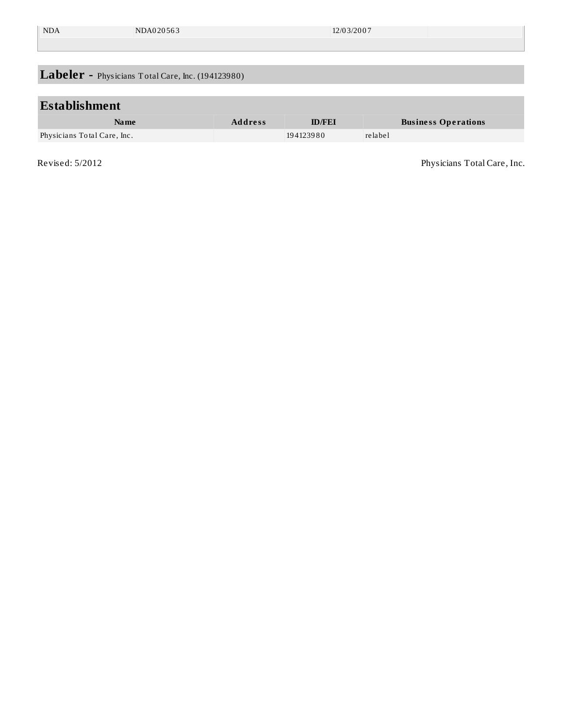| | | | |
|---|---|---|---|
| NDA | NDA020563 | 12/03/2007 | |

## Labeler - Physicians Total Care, Inc. (194123980)

## Establishment

| Name | Address | ID/FEI | Business Operations |
|---|---|---|---|
| Physicians Total Care, Inc. | | 194123980 | relabel |

Revised: 5/2012

Physicians Total Care, Inc.